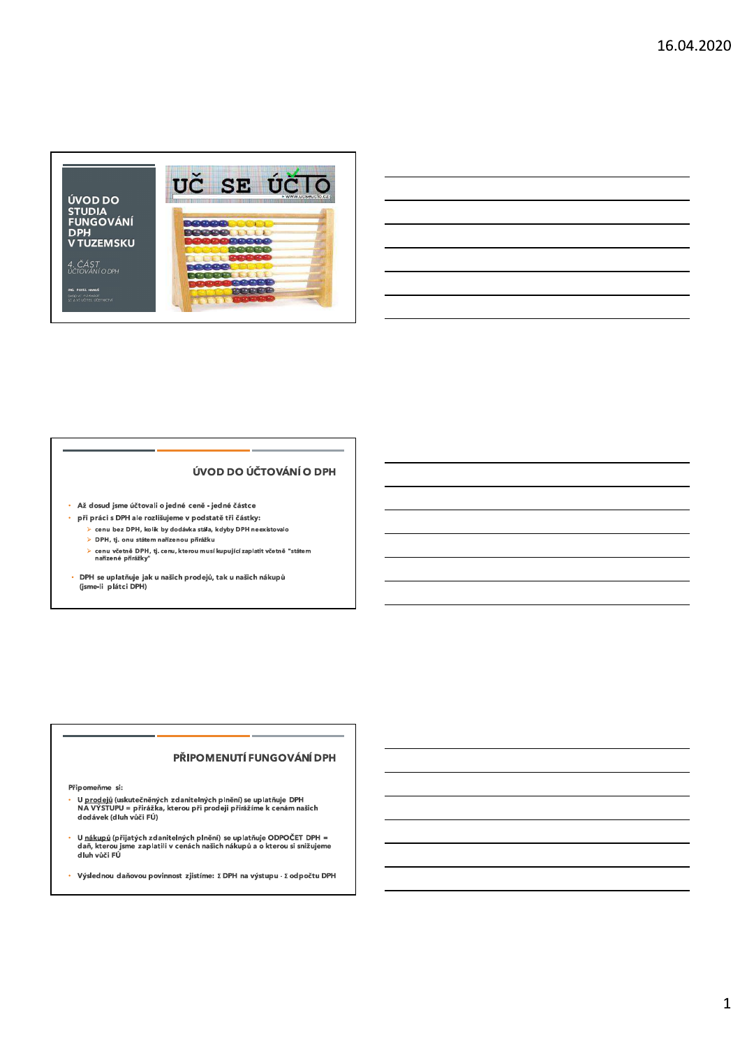## ÚVOD DO STUDIA FUNGOVÁNÍ DPH V TUZEMSKU

*4. ČÁST*
*ÚČTOVÁNÍ O DPH*

ING. PAVEL HANUŠ

UČ SE ÚČTO

www.ucseucto.cz

## ÚVOD DO ÚČTOVÁNÍ O DPH

- Až dosud jsme účtovali o jedné ceně - jedné částce
- při práci s DPH ale rozlišujeme v podstatě tři částky:
  - cenu bez DPH, kolik by dodávka stála, kdyby DPH neexistovalo
  - DPH, tj. onu státem nařízenou přirážku
  - cenu včetně DPH, tj. cenu, kterou musí kupující zaplatit včetně "státem nařízené přirážky"
- DPH se uplatňuje jak u našich prodejů, tak u našich nákupů (jsme-li plátci DPH)

## PŘIPOMENUTÍ FUNGOVÁNÍ DPH

Připomeňme si:

- U <u>prodejů</u> (uskutečněných zdanitelných plnění) se uplatňuje DPH NA VÝSTUPU = přirážka, kterou při prodeji přirážíme k cenám našich dodávek (dluh vůči FÚ)
- U <u>nákupů</u> (přijatých zdanitelných plnění) se uplatňuje ODPOČET DPH = daň, kterou jsme zaplatili v cenách našich nákupů a o kterou si snižujeme dluh vůči FÚ
- Výslednou daňovou povinnost zjistíme: Σ DPH na výstupu - Σ odpočtu DPH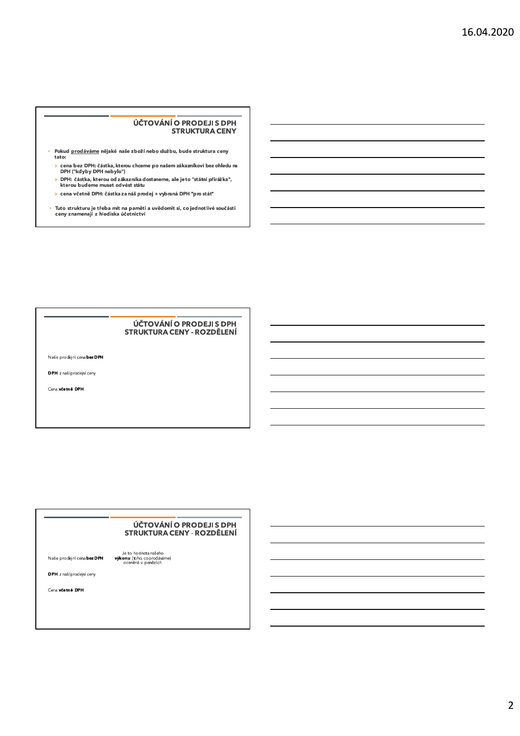## ÚČTOVÁNÍ O PRODEJI S DPH
## STRUKTURA CENY

- Pokud <u>prodáváme</u> nějaké naše zboží nebo službu, bude struktura ceny tato:
  - cena bez DPH: částka, kterou chceme po našem zákazníkovi bez ohledu na DPH ("kdyby DPH nebylo")
  - DPH: částka, kterou od zákazníka dostaneme, ale je to "státní přirážka", kterou budeme muset odvést státu
  - cena včetně DPH: částka za náš prodej + vybraná DPH "pro stát"
- Tuto strukturu je třeba mít na paměti a uvědomit si, co jednotlivé součásti ceny znamenají z hlediska účetnictví

## ÚČTOVÁNÍ O PRODEJI S DPH
## STRUKTURA CENY - ROZDĚLENÍ

Naše prodejní cena **bez DPH**

**DPH** z naší prodejní ceny

Cena **včetně DPH**

## ÚČTOVÁNÍ O PRODEJI S DPH
## STRUKTURA CENY - ROZDĚLENÍ

| | |
|---|---|
| Naše prodejní cena **bez DPH** | Je to hodnota našeho **výkonu** (toho, co prodáváme) oceněná v penězích |
| **DPH** z naší prodejní ceny | |
| Cena **včetně DPH** | |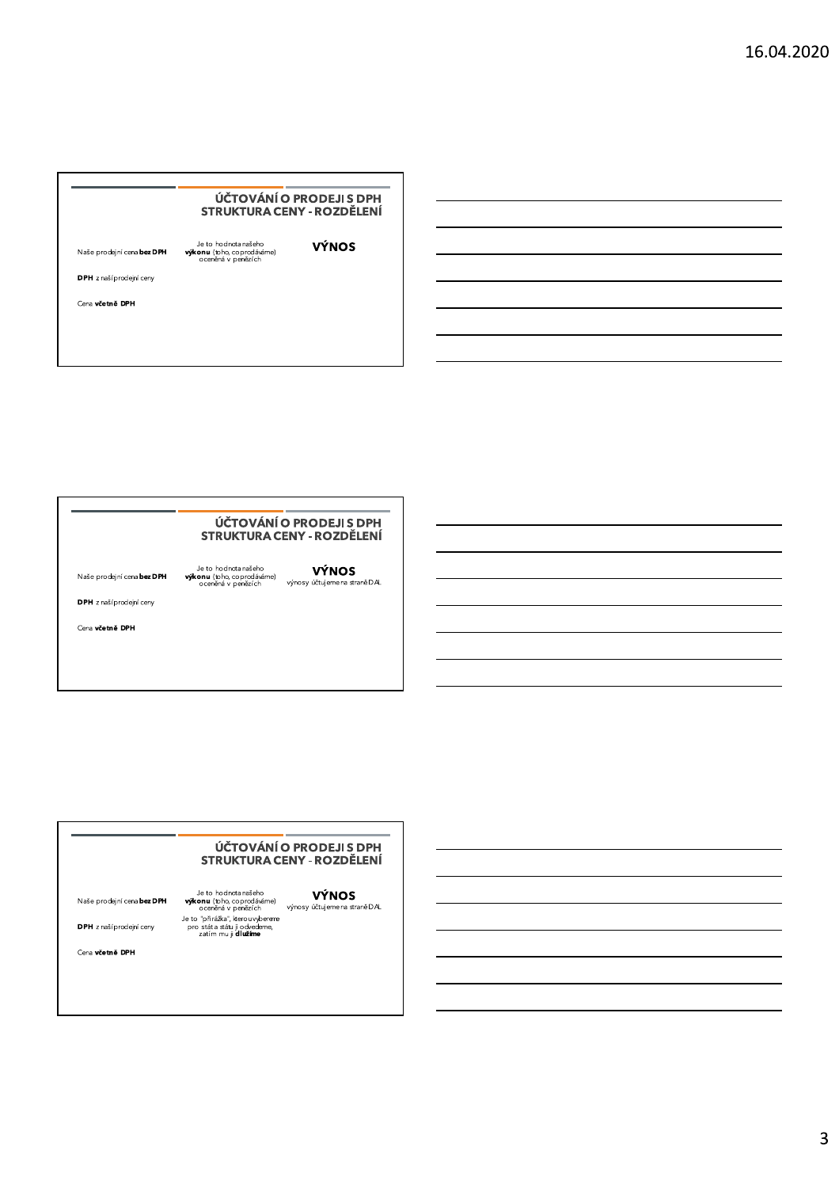## ÚČTOVÁNÍ O PRODEJI S DPH
## STRUKTURA CENY - ROZDĚLENÍ

| | | |
|---|---|---|
| Naše prodejní cena **bez DPH** | Je to hodnota našeho **výkonu** (toho, co prodáváme) oceněná v penězích | **VÝNOS** |
| **DPH** z naší prodejní ceny | | |
| Cena **včetně DPH** | | |

## ÚČTOVÁNÍ O PRODEJI S DPH
## STRUKTURA CENY - ROZDĚLENÍ

| | | |
|---|---|---|
| Naše prodejní cena **bez DPH** | Je to hodnota našeho **výkonu** (toho, co prodáváme) oceněná v penězích | **VÝNOS** výnosy účtujeme na straně DAL |
| **DPH** z naší prodejní ceny | | |
| Cena **včetně DPH** | | |

## ÚČTOVÁNÍ O PRODEJI S DPH
## STRUKTURA CENY - ROZDĚLENÍ

| | | |
|---|---|---|
| Naše prodejní cena **bez DPH** | Je to hodnota našeho **výkonu** (toho, co prodáváme) oceněná v penězích | **VÝNOS** výnosy účtujeme na straně DAL |
| **DPH** z naší prodejní ceny | Je to "přirážka", kterou vybereme pro státa státu ji odvedeme, zatím mu ji **dlužíme** | |
| Cena **včetně DPH** | | |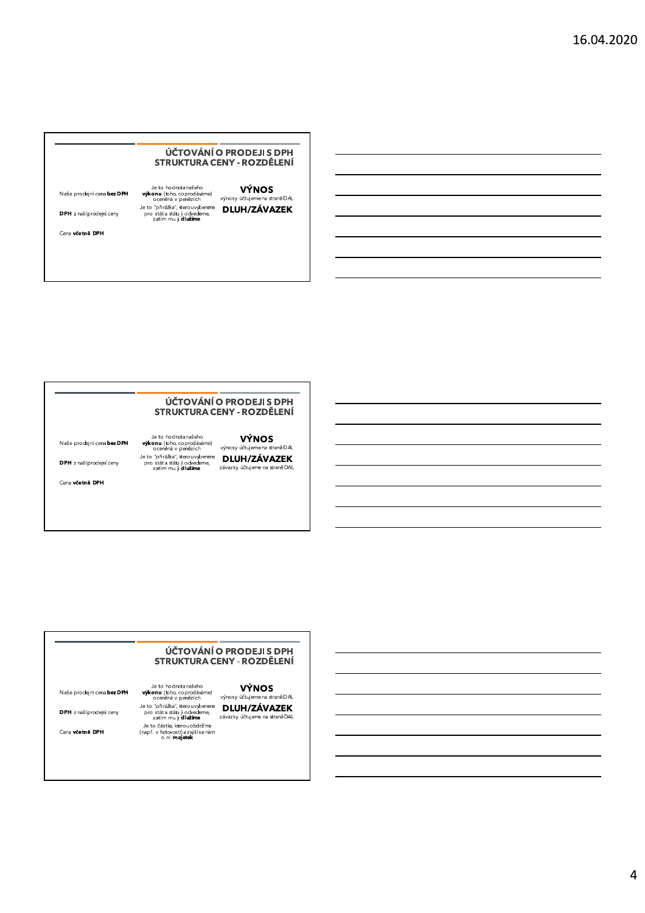## ÚČTOVÁNÍ O PRODEJI S DPH
## STRUKTURA CENY - ROZDĚLENÍ

| | | |
|---|---|---|
| Naše prodejní cena **bez DPH** | Je to hodnota našeho **výkonu** (toho, co prodáváme) oceněná v penězích | **VÝNOS** výnosy účtujeme na straně DAL |
| **DPH** z naší prodejní ceny | Je to "přirážka", kterou vybereme pro státa státu ji odvedeme, zatím mu ji **dlužíme** | **DLUH/ZÁVAZEK** |
| Cena **včetně DPH** | | |

## ÚČTOVÁNÍ O PRODEJI S DPH
## STRUKTURA CENY - ROZDĚLENÍ

| | | |
|---|---|---|
| Naše prodejní cena **bez DPH** | Je to hodnota našeho **výkonu** (toho, co prodáváme) oceněná v penězích | **VÝNOS** výnosy účtujeme na straně DAL |
| **DPH** z naší prodejní ceny | Je to "přirážka", kterou vybereme pro státa státu ji odvedeme, zatím mu ji **dlužíme** | **DLUH/ZÁVAZEK** závazky účtujeme na straně DAL |
| Cena **včetně DPH** | | |

## ÚČTOVÁNÍ O PRODEJI S DPH
## STRUKTURA CENY - ROZDĚLENÍ

| | | |
|---|---|---|
| Naše prodejní cena **bez DPH** | Je to hodnota našeho **výkonu** (toho, co prodáváme) oceněná v penězích | **VÝNOS** výnosy účtujeme na straně DAL |
| **DPH** z naší prodejní ceny | Je to "přirážka", kterou vybereme pro státa státu ji odvedeme, zatím mu ji **dlužíme** | **DLUH/ZÁVAZEK** závazky účtujeme na straně DAL |
| Cena **včetně DPH** | Je to částka, kterou obdržíme (např. v hotovosti) a zvýší se nám o ni **majetek** | |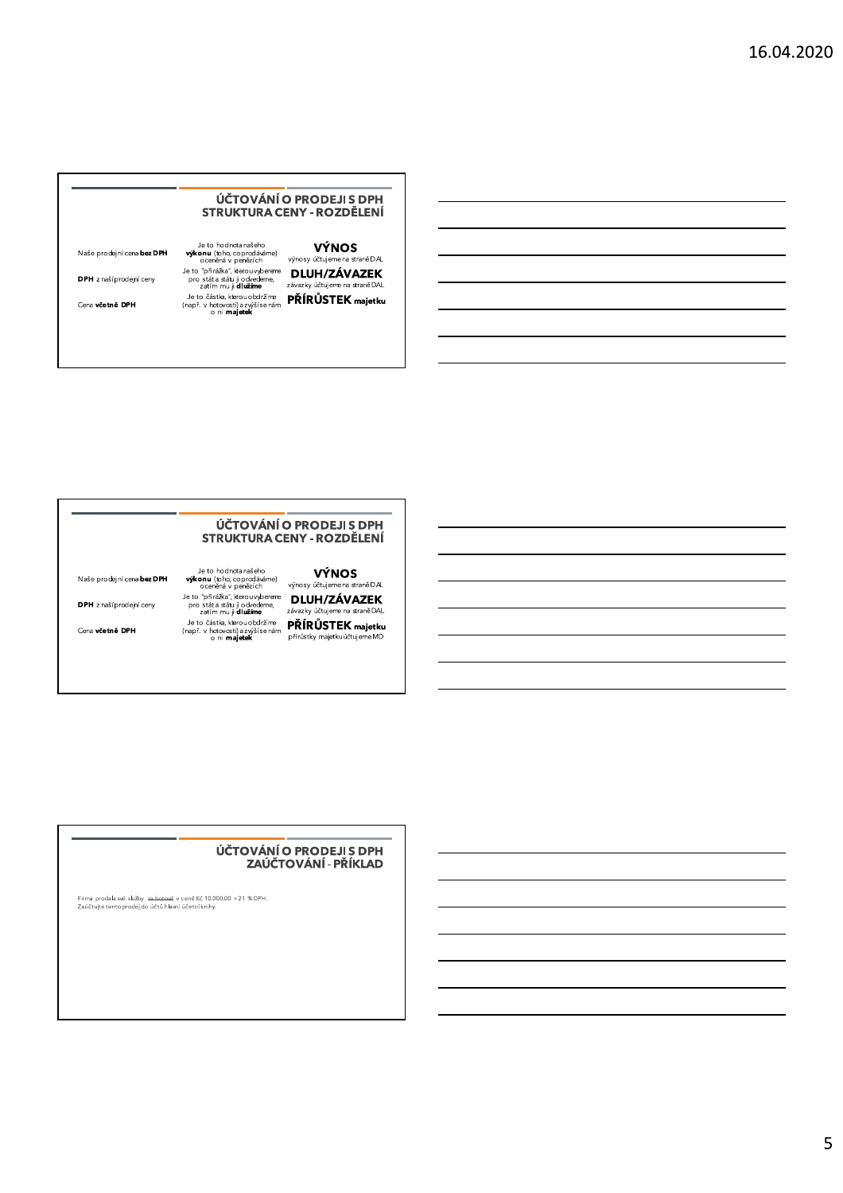## ÚČTOVÁNÍ O PRODEJI S DPH
## STRUKTURA CENY - ROZDĚLENÍ

| | | |
|---|---|---|
| Naše prodejní cena **bez DPH** | Je to hodnota našeho **výkonu** (toho, co prodáváme) oceněná v penězích | **VÝNOS** výnosy účtujeme na straně DAL |
| **DPH** z naší prodejní ceny | Je to "přirážka", kterou vybereme pro státa státu ji odvedeme, zatím mu ji **dlužíme** | **DLUH/ZÁVAZEK** závazky účtujeme na straně DAL |
| Cena **včetně DPH** | Je to částka, kterou obdržíme (např. v hotovosti) a zvýší se nám o ni **majetek** | **PŘÍRŮSTEK majetku** |

## ÚČTOVÁNÍ O PRODEJI S DPH
## STRUKTURA CENY - ROZDĚLENÍ

| | | |
|---|---|---|
| Naše prodejní cena **bez DPH** | Je to hodnota našeho **výkonu** (toho, co prodáváme) oceněná v penězích | **VÝNOS** výnosy účtujeme na straně DAL |
| **DPH** z naší prodejní ceny | Je to "přirážka", kterou vybereme pro státa státu ji odvedeme, zatím mu ji **dlužíme** | **DLUH/ZÁVAZEK** závazky účtujeme na straně DAL |
| Cena **včetně DPH** | Je to částka, kterou obdržíme (např. v hotovosti) a zvýší se nám o ni **majetek** | **PŘÍRŮSTEK majetku** přírůstky majetku účtujeme MD |

## ÚČTOVÁNÍ O PRODEJI S DPH
## ZAÚČTOVÁNÍ - PŘÍKLAD

Firma prodala své služby za hotové v ceně Kč 10.000,00 + 21 % DPH.
Zaúčtujte tento prodej do účtů hlavní účetní knihy.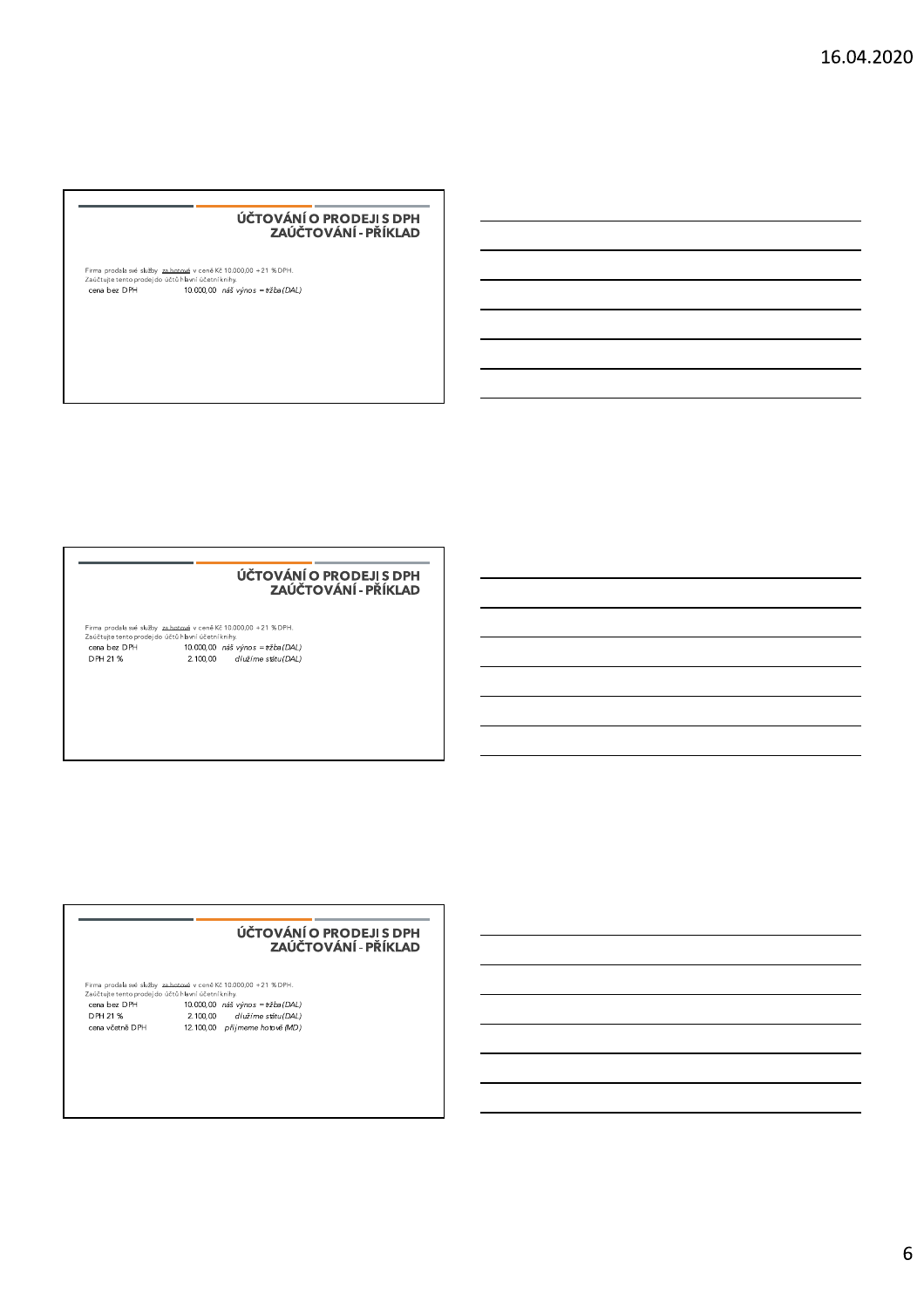## ÚČTOVÁNÍ O PRODEJI S DPH
## ZAÚČTOVÁNÍ - PŘÍKLAD

Firma prodala své služby za hotové v ceně Kč 10.000,00 + 21 % DPH.
Zaúčtujte tento prodej do účtů hlavní účetní knihy.

| | | |
|---|---|---|
| cena bez DPH | 10.000,00 | *náš výnos = tržba (DAL)* |

## ÚČTOVÁNÍ O PRODEJI S DPH
## ZAÚČTOVÁNÍ - PŘÍKLAD

Firma prodala své služby za hotové v ceně Kč 10.000,00 + 21 % DPH.
Zaúčtujte tento prodej do účtů hlavní účetní knihy.

| | | |
|---|---|---|
| cena bez DPH | 10.000,00 | *náš výnos = tržba (DAL)* |
| DPH 21 % | 2.100,00 | *dlužíme státu (DAL)* |

## ÚČTOVÁNÍ O PRODEJI S DPH
## ZAÚČTOVÁNÍ - PŘÍKLAD

Firma prodala své služby za hotové v ceně Kč 10.000,00 + 21 % DPH.
Zaúčtujte tento prodej do účtů hlavní účetní knihy.

| | | |
|---|---|---|
| cena bez DPH | 10.000,00 | *náš výnos = tržba (DAL)* |
| DPH 21 % | 2.100,00 | *dlužíme státu (DAL)* |
| cena včetně DPH | 12.100,00 | *přijmeme hotově (MD)* |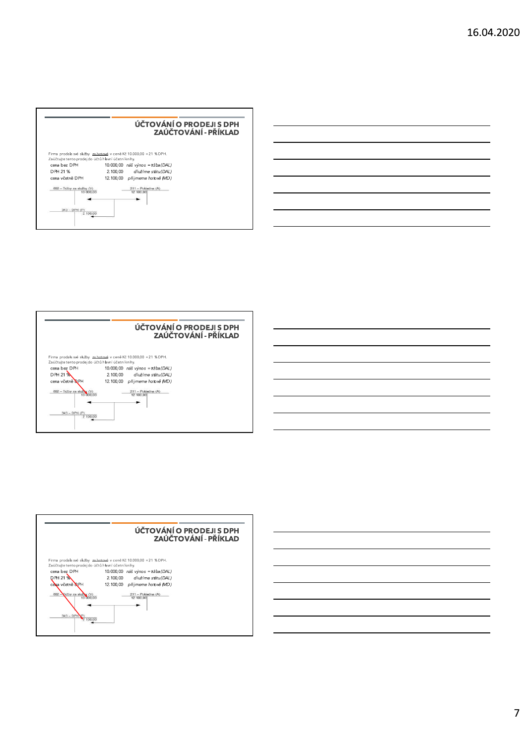## ÚČTOVÁNÍ O PRODEJI S DPH
### ZAÚČTOVÁNÍ - PŘÍKLAD

Firma prodala své služby za hotové v ceně Kč 10.000,00 + 21 % DPH.
Zaúčtujte tento prodej do účtů hlavní účetní knihy.

| | | |
|---|---|---|
| cena bez DPH | 10.000,00 | *náš výnos = tržba (DAL)* |
| DPH 21 % | 2.100,00 | *dlužíme státu (DAL)* |
| cena včetně DPH | 12.100,00 | *přijmeme hotově (MD)* |

602 – Tržby za služby (V): 10 000,00

211 – Pokladna (A): 12 100,00

343 – DPH (P): 2 100,00

## ÚČTOVÁNÍ O PRODEJI S DPH
### ZAÚČTOVÁNÍ - PŘÍKLAD

Firma prodala své služby za hotové v ceně Kč 10.000,00 + 21 % DPH.
Zaúčtujte tento prodej do účtů hlavní účetní knihy.

| | | |
|---|---|---|
| cena bez DPH | 10.000,00 | *náš výnos = tržba (DAL)* |
| DPH 21 % | 2.100,00 | *dlužíme státu (DAL)* |
| cena včetně DPH | 12.100,00 | *přijmeme hotově (MD)* |

602 – Tržby za služby (V): 10 000,00

211 – Pokladna (A): 12 100,00

343 – DPH (P): 2 100,00

## ÚČTOVÁNÍ O PRODEJI S DPH
### ZAÚČTOVÁNÍ - PŘÍKLAD

Firma prodala své služby za hotové v ceně Kč 10.000,00 + 21 % DPH.
Zaúčtujte tento prodej do účtů hlavní účetní knihy.

| | | |
|---|---|---|
| cena bez DPH | 10.000,00 | *náš výnos = tržba (DAL)* |
| DPH 21 % | 2.100,00 | *dlužíme státu (DAL)* |
| cena včetně DPH | 12.100,00 | *přijmeme hotově (MD)* |

602 – Tržby za služby (V): 10 000,00

211 – Pokladna (A): 12 100,00

343 – DPH (P): 2 100,00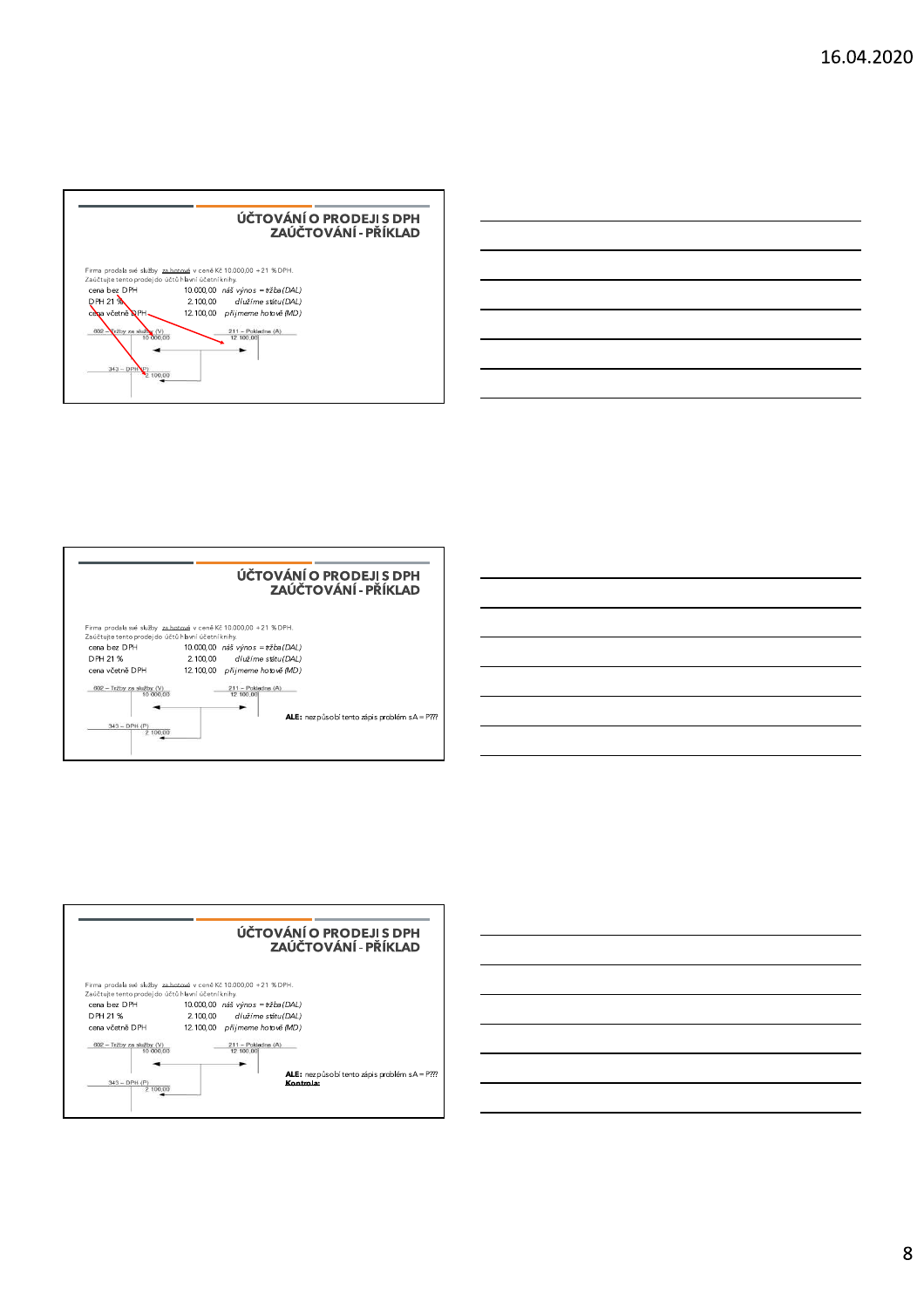## ÚČTOVÁNÍ O PRODEJI S DPH
### ZAÚČTOVÁNÍ - PŘÍKLAD

Firma prodala své služby za hotově v ceně Kč 10.000,00 + 21 % DPH.
Zaúčtujte tento prodej do účtů hlavní účetní knihy.

| | | |
|---|---|---|
| cena bez DPH | 10.000,00 | *náš výnos = tržba (DAL)* |
| DPH 21 % | 2.100,00 | *dlužíme státu (DAL)* |
| cena včetně DPH | 12.100,00 | *přijmeme hotově (MD)* |

602 – Tržby za služby (V): 10 000,00

211 – Pokladna (A): 12 100,00

343 – DPH (P): 2 100,00

## ÚČTOVÁNÍ O PRODEJI S DPH
### ZAÚČTOVÁNÍ - PŘÍKLAD

Firma prodala své služby za hotově v ceně Kč 10.000,00 + 21 % DPH.
Zaúčtujte tento prodej do účtů hlavní účetní knihy.

| | | |
|---|---|---|
| cena bez DPH | 10.000,00 | *náš výnos = tržba (DAL)* |
| DPH 21 % | 2.100,00 | *dlužíme státu (DAL)* |
| cena včetně DPH | 12.100,00 | *přijmeme hotově (MD)* |

602 – Tržby za služby (V): 10 000,00

211 – Pokladna (A): 12 100,00

343 – DPH (P): 2 100,00

**ALE:** nezpůsobí tento zápis problém s A = P???

## ÚČTOVÁNÍ O PRODEJI S DPH
### ZAÚČTOVÁNÍ - PŘÍKLAD

Firma prodala své služby za hotově v ceně Kč 10.000,00 + 21 % DPH.
Zaúčtujte tento prodej do účtů hlavní účetní knihy.

| | | |
|---|---|---|
| cena bez DPH | 10.000,00 | *náš výnos = tržba (DAL)* |
| DPH 21 % | 2.100,00 | *dlužíme státu (DAL)* |
| cena včetně DPH | 12.100,00 | *přijmeme hotově (MD)* |

602 – Tržby za služby (V): 10 000,00

211 – Pokladna (A): 12 100,00

343 – DPH (P): 2 100,00

**ALE:** nezpůsobí tento zápis problém s A = P???
**Kontrola:**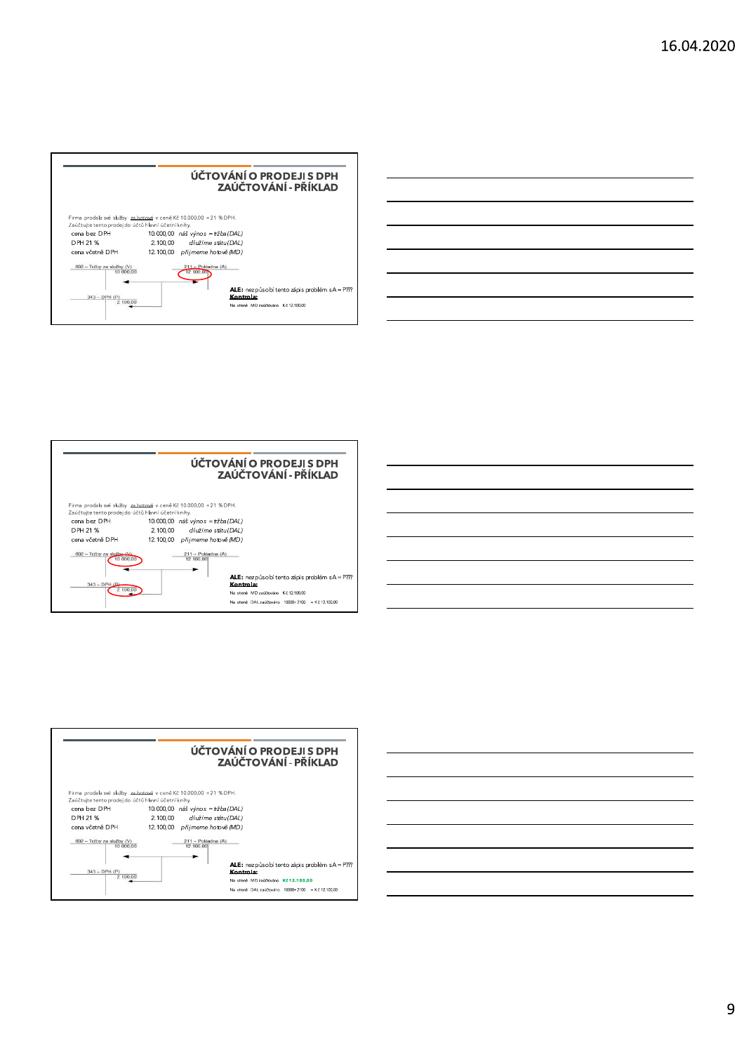## ÚČTOVÁNÍ O PRODEJI S DPH
### ZAÚČTOVÁNÍ - PŘÍKLAD

Firma prodala své služby za hotově v ceně Kč 10.000,00 + 21 % DPH.
Zaúčtujte tento prodej do účtů hlavní účetní knihy.

| | | |
|---|---|---|
| cena bez DPH | 10.000,00 | *náš výnos = tržba (DAL)* |
| DPH 21 % | 2.100,00 | *dlužíme státu (DAL)* |
| cena včetně DPH | 12.100,00 | *přijmeme hotově (MD)* |

602 – Tržby za služby (V): 10 000,00

211 – Pokladna (A): 12 100,00

343 – DPH (P): 2 100,00

**ALE:** nezpůsobí tento zápis problém s A = P???

**Kontrola:**

Na straně MD zaúčtováno Kč 12.100,00

---

## ÚČTOVÁNÍ O PRODEJI S DPH
### ZAÚČTOVÁNÍ - PŘÍKLAD

Firma prodala své služby za hotově v ceně Kč 10.000,00 + 21 % DPH.
Zaúčtujte tento prodej do účtů hlavní účetní knihy.

| | | |
|---|---|---|
| cena bez DPH | 10.000,00 | *náš výnos = tržba (DAL)* |
| DPH 21 % | 2.100,00 | *dlužíme státu (DAL)* |
| cena včetně DPH | 12.100,00 | *přijmeme hotově (MD)* |

602 – Tržby za služby (V): 10 000,00

211 – Pokladna (A): 12 100,00

343 – DPH (P): 2 100,00

**ALE:** nezpůsobí tento zápis problém s A = P???

**Kontrola:**

Na straně MD zaúčtováno Kč 12.100,00

Na straně DAL zaúčtováno 10000+ 2100 = Kč 12.100,00

---

## ÚČTOVÁNÍ O PRODEJI S DPH
### ZAÚČTOVÁNÍ - PŘÍKLAD

Firma prodala své služby za hotově v ceně Kč 10.000,00 + 21 % DPH.
Zaúčtujte tento prodej do účtů hlavní účetní knihy.

| | | |
|---|---|---|
| cena bez DPH | 10.000,00 | *náš výnos = tržba (DAL)* |
| DPH 21 % | 2.100,00 | *dlužíme státu (DAL)* |
| cena včetně DPH | 12.100,00 | *přijmeme hotově (MD)* |

602 – Tržby za služby (V): 10 000,00

211 – Pokladna (A): 12 100,00

343 – DPH (P): 2 100,00

**ALE:** nezpůsobí tento zápis problém s A = P???

**Kontrola:**

Na straně MD zaúčtováno **Kč 12.100,00**

Na straně DAL zaúčtováno 10000+ 2100 = Kč 12.100,00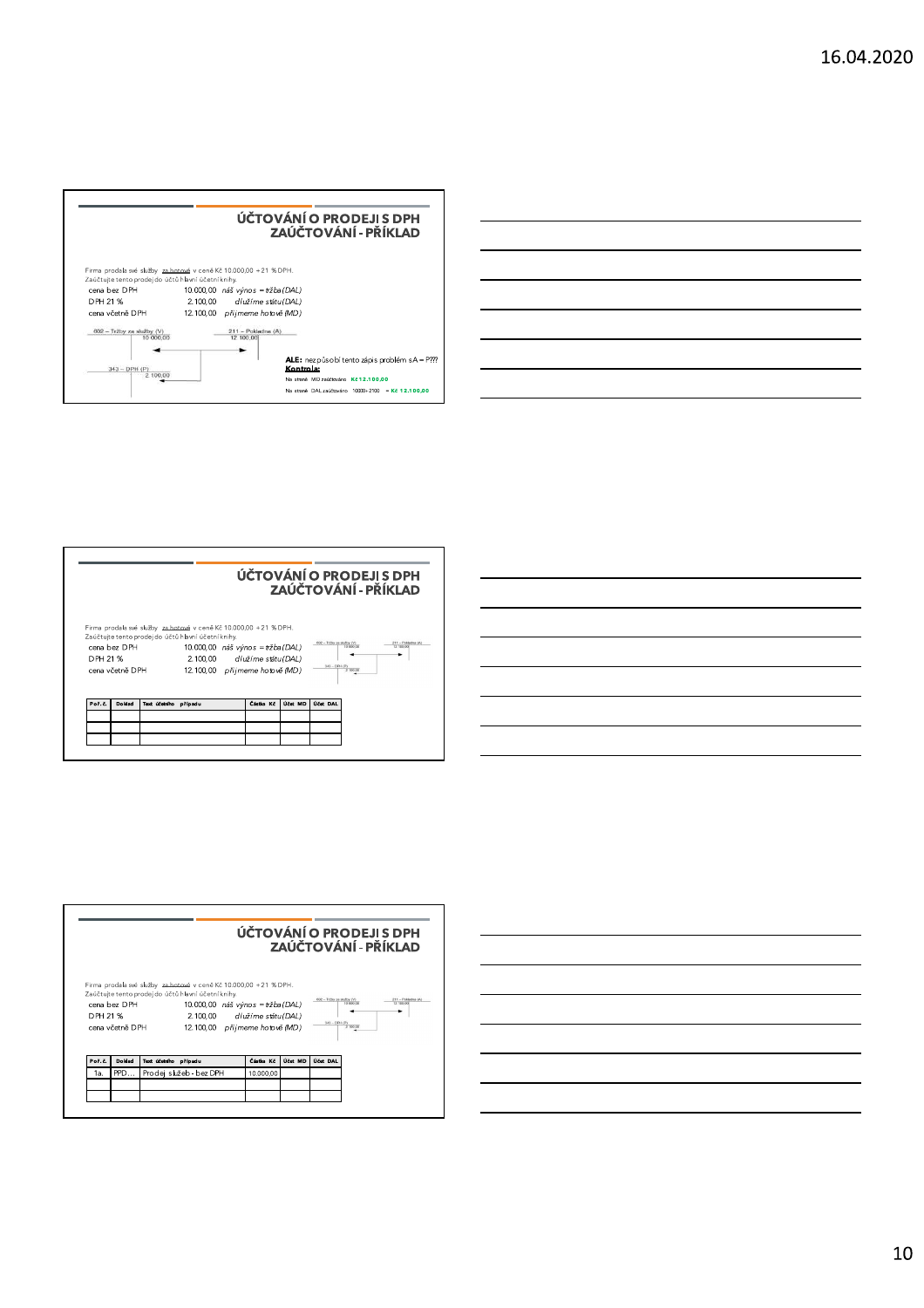## ÚČTOVÁNÍ O PRODEJI S DPH
### ZAÚČTOVÁNÍ - PŘÍKLAD

Firma prodala své služby za hotové v ceně Kč 10.000,00 + 21 % DPH.
Zaúčtujte tento prodej do účtů hlavní účetní knihy.

| | | |
|---|---|---|
| cena bez DPH | 10.000,00 | *náš výnos = tržba (DAL)* |
| DPH 21 % | 2.100,00 | *dlužíme státu (DAL)* |
| cena včetně DPH | 12.100,00 | *přijmeme hotově (MD)* |

602 – Tržby za služby (V): 10 000,00
211 – Pokladna (A): 12 100,00
343 – DPH (P): 2 100,00

**ALE:** nezpůsobí tento zápis problém s A = P???

**Kontrola:**

Na straně MD zaúčtováno Kč 12.100,00

Na straně DAL zaúčtováno 10000+2100 = Kč 12.100,00

## ÚČTOVÁNÍ O PRODEJI S DPH
### ZAÚČTOVÁNÍ - PŘÍKLAD

Firma prodala své služby za hotové v ceně Kč 10.000,00 + 21 % DPH.
Zaúčtujte tento prodej do účtů hlavní účetní knihy.

| | | |
|---|---|---|
| cena bez DPH | 10.000,00 | *náš výnos = tržba (DAL)* |
| DPH 21 % | 2.100,00 | *dlužíme státu (DAL)* |
| cena včetně DPH | 12.100,00 | *přijmeme hotově (MD)* |

602 – Tržby za služby (V): 10 000,00
211 – Pokladna (A): 12 100,00
343 – DPH (P): 2 100,00

| Poř. č. | Doklad | Text účetního případu | Částka Kč | Účet MD | Účet DAL |
|---|---|---|---|---|---|
| | | | | | |
| | | | | | |
| | | | | | |

## ÚČTOVÁNÍ O PRODEJI S DPH
### ZAÚČTOVÁNÍ - PŘÍKLAD

Firma prodala své služby za hotové v ceně Kč 10.000,00 + 21 % DPH.
Zaúčtujte tento prodej do účtů hlavní účetní knihy.

| | | |
|---|---|---|
| cena bez DPH | 10.000,00 | *náš výnos = tržba (DAL)* |
| DPH 21 % | 2.100,00 | *dlužíme státu (DAL)* |
| cena včetně DPH | 12.100,00 | *přijmeme hotově (MD)* |

602 – Tržby za služby (V): 10 000,00
211 – Pokladna (A): 12 100,00
343 – DPH (P): 2 100,00

| Poř. č. | Doklad | Text účetního případu | Částka Kč | Účet MD | Účet DAL |
|---|---|---|---|---|---|
| 1a. | PPD… | Prodej služeb - bez DPH | 10.000,00 | | |
| | | | | | |
| | | | | | |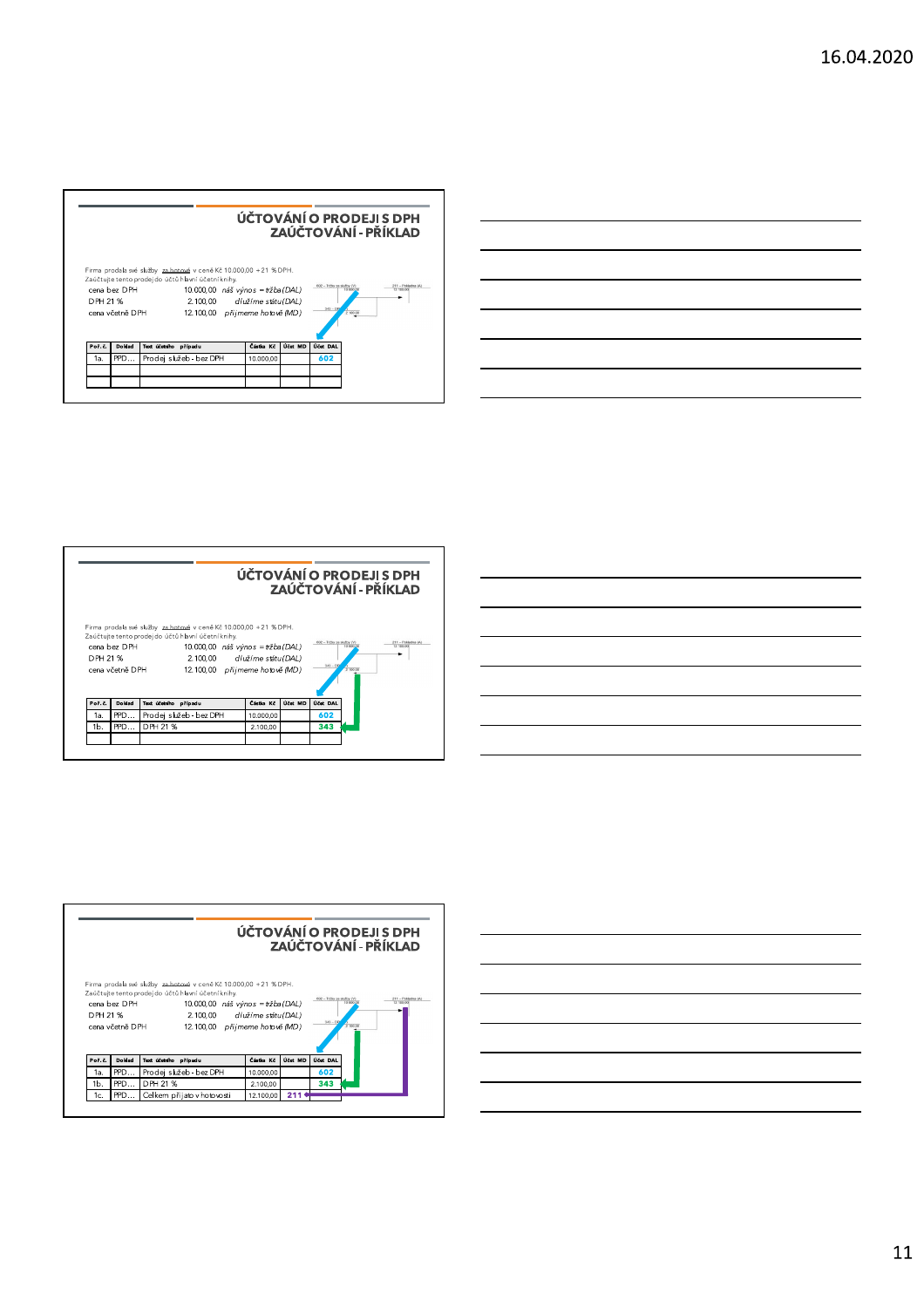## ÚČTOVÁNÍ O PRODEJI S DPH
### ZAÚČTOVÁNÍ - PŘÍKLAD

Firma prodala své služby za hotové v ceně Kč 10.000,00 + 21 % DPH.
Zaúčtujte tento prodej do účtů hlavní účetní knihy.

| | | |
|---|---|---|
| cena bez DPH | 10.000,00 | *náš výnos = tržba (DAL)* |
| DPH 21 % | 2.100,00 | *dlužíme státu (DAL)* |
| cena včetně DPH | 12.100,00 | *přijmeme hotově (MD)* |

| Poř. č. | Doklad | Text účetního případu | Částka Kč | Účet MD | Účet DAL |
|---|---|---|---|---|---|
| 1a. | PPD… | Prodej služeb - bez DPH | 10.000,00 | | 602 |
| | | | | | |
| | | | | | |

## ÚČTOVÁNÍ O PRODEJI S DPH
### ZAÚČTOVÁNÍ - PŘÍKLAD

Firma prodala své služby za hotové v ceně Kč 10.000,00 + 21 % DPH.
Zaúčtujte tento prodej do účtů hlavní účetní knihy.

| | | |
|---|---|---|
| cena bez DPH | 10.000,00 | *náš výnos = tržba (DAL)* |
| DPH 21 % | 2.100,00 | *dlužíme státu (DAL)* |
| cena včetně DPH | 12.100,00 | *přijmeme hotově (MD)* |

| Poř. č. | Doklad | Text účetního případu | Částka Kč | Účet MD | Účet DAL |
|---|---|---|---|---|---|
| 1a. | PPD… | Prodej služeb - bez DPH | 10.000,00 | | 602 |
| 1b. | PPD… | DPH 21 % | 2.100,00 | | 343 |
| | | | | | |

## ÚČTOVÁNÍ O PRODEJI S DPH
### ZAÚČTOVÁNÍ - PŘÍKLAD

Firma prodala své služby za hotové v ceně Kč 10.000,00 + 21 % DPH.
Zaúčtujte tento prodej do účtů hlavní účetní knihy.

| | | |
|---|---|---|
| cena bez DPH | 10.000,00 | *náš výnos = tržba (DAL)* |
| DPH 21 % | 2.100,00 | *dlužíme státu (DAL)* |
| cena včetně DPH | 12.100,00 | *přijmeme hotově (MD)* |

| Poř. č. | Doklad | Text účetního případu | Částka Kč | Účet MD | Účet DAL |
|---|---|---|---|---|---|
| 1a. | PPD… | Prodej služeb - bez DPH | 10.000,00 | | 602 |
| 1b. | PPD… | DPH 21 % | 2.100,00 | | 343 |
| 1c. | PPD… | Celkem přijato v hotovosti | 12.100,00 | 211 | |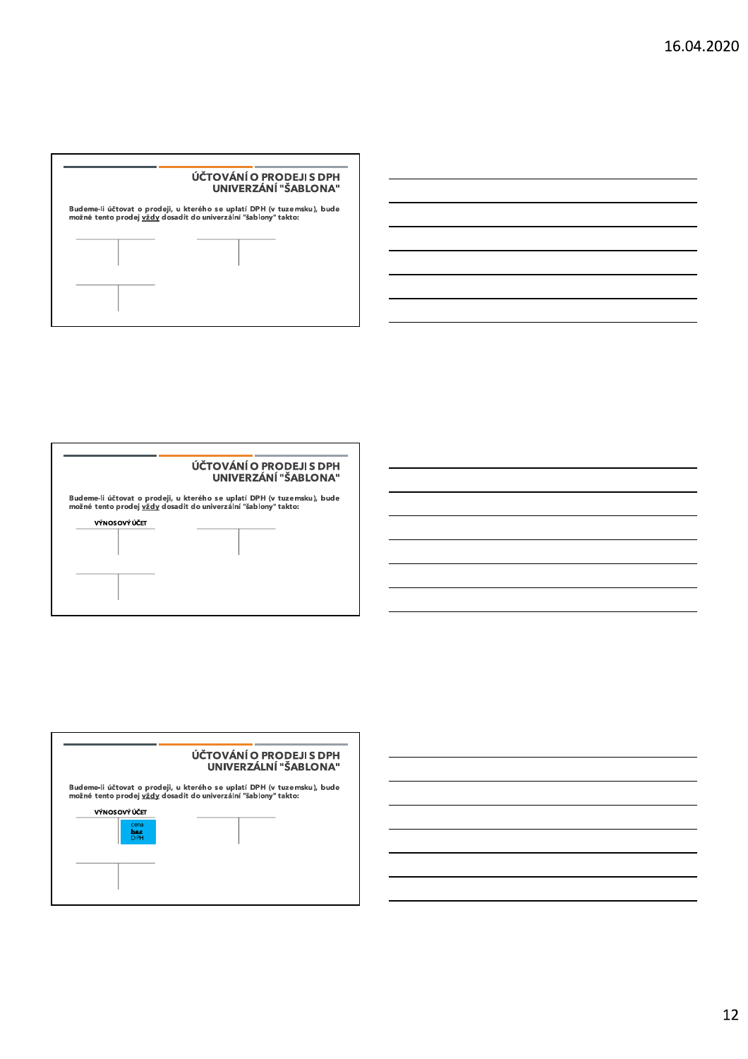## ÚČTOVÁNÍ O PRODEJI S DPH UNIVERZÁLNÍ "ŠABLONA"

Budeme-li účtovat o prodeji, u kterého se uplatí DPH (v tuzemsku), bude možné tento prodej **vždy** dosadit do univerzální "šablony" takto:

## ÚČTOVÁNÍ O PRODEJI S DPH UNIVERZÁLNÍ "ŠABLONA"

Budeme-li účtovat o prodeji, u kterého se uplatí DPH (v tuzemsku), bude možné tento prodej **vždy** dosadit do univerzální "šablony" takto:

VÝNOSOVÝ ÚČET

## ÚČTOVÁNÍ O PRODEJI S DPH UNIVERZÁLNÍ "ŠABLONA"

Budeme-li účtovat o prodeji, u kterého se uplatí DPH (v tuzemsku), bude možné tento prodej **vždy** dosadit do univerzální "šablony" takto:

VÝNOSOVÝ ÚČET

cena **bez** DPH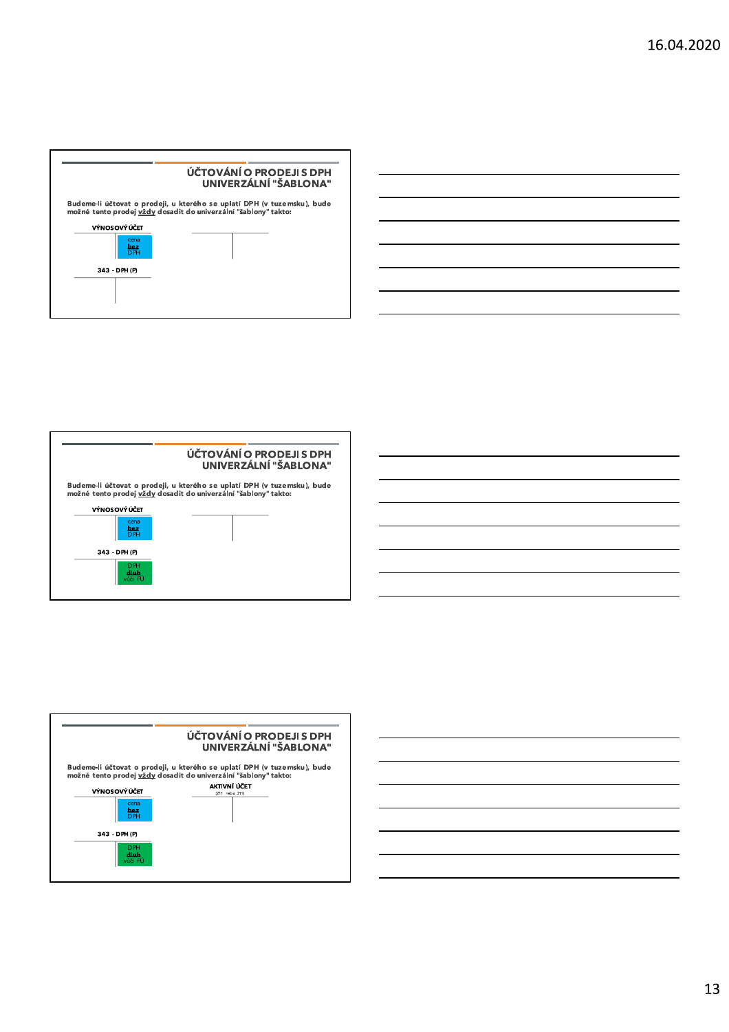## ÚČTOVÁNÍ O PRODEJI S DPH UNIVERZÁLNÍ "ŠABLONA"

Budeme-li účtovat o prodeji, u kterého se uplatí DPH (v tuzemsku), bude možné tento prodej vždy dosadit do univerzální "šablony" takto:

VÝNOSOVÝ ÚČET

cena **bez** DPH

343 - DPH (P)

## ÚČTOVÁNÍ O PRODEJI S DPH UNIVERZÁLNÍ "ŠABLONA"

Budeme-li účtovat o prodeji, u kterého se uplatí DPH (v tuzemsku), bude možné tento prodej vždy dosadit do univerzální "šablony" takto:

VÝNOSOVÝ ÚČET

cena **bez** DPH

343 - DPH (P)

DPH **dluh** vůči FÚ

## ÚČTOVÁNÍ O PRODEJI S DPH UNIVERZÁLNÍ "ŠABLONA"

Budeme-li účtovat o prodeji, u kterého se uplatí DPH (v tuzemsku), bude možné tento prodej vždy dosadit do univerzální "šablony" takto:

VÝNOSOVÝ ÚČET

cena **bez** DPH

AKTIVNÍ ÚČET
(211 nebo 311)

343 - DPH (P)

DPH **dluh** vůči FÚ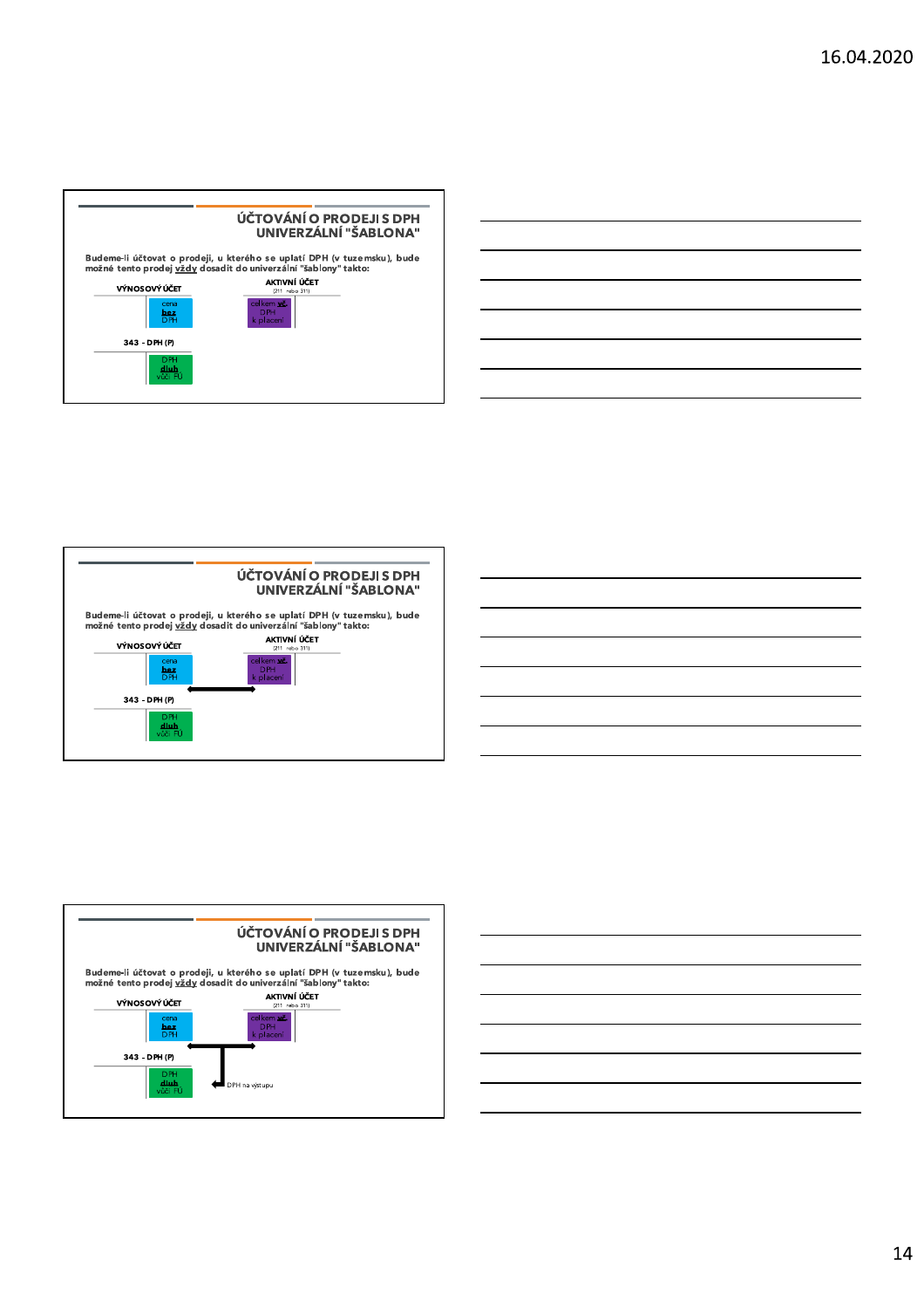## ÚČTOVÁNÍ O PRODEJI S DPH UNIVERZÁLNÍ "ŠABLONA"

Budeme-li účtovat o prodeji, u kterého se uplatí DPH (v tuzemsku), bude možné tento prodej **vždy** dosadit do univerzální "šablony" takto:

**VÝNOSOVÝ ÚČET**

- cena **bez** DPH

**AKTIVNÍ ÚČET** (211 nebo 311)

- celkem **vč.** DPH k placení

**343 - DPH (P)**

- DPH **dluh** vůči FÚ

## ÚČTOVÁNÍ O PRODEJI S DPH UNIVERZÁLNÍ "ŠABLONA"

Budeme-li účtovat o prodeji, u kterého se uplatí DPH (v tuzemsku), bude možné tento prodej **vždy** dosadit do univerzální "šablony" takto:

**VÝNOSOVÝ ÚČET**

- cena **bez** DPH

**AKTIVNÍ ÚČET** (211 nebo 311)

- celkem **vč.** DPH k placení

**343 - DPH (P)**

- DPH **dluh** vůči FÚ

## ÚČTOVÁNÍ O PRODEJI S DPH UNIVERZÁLNÍ "ŠABLONA"

Budeme-li účtovat o prodeji, u kterého se uplatí DPH (v tuzemsku), bude možné tento prodej **vždy** dosadit do univerzální "šablony" takto:

**VÝNOSOVÝ ÚČET**

- cena **bez** DPH

**AKTIVNÍ ÚČET** (211 nebo 311)

- celkem **vč.** DPH k placení

**343 - DPH (P)**

- DPH **dluh** vůči FÚ

DPH na výstupu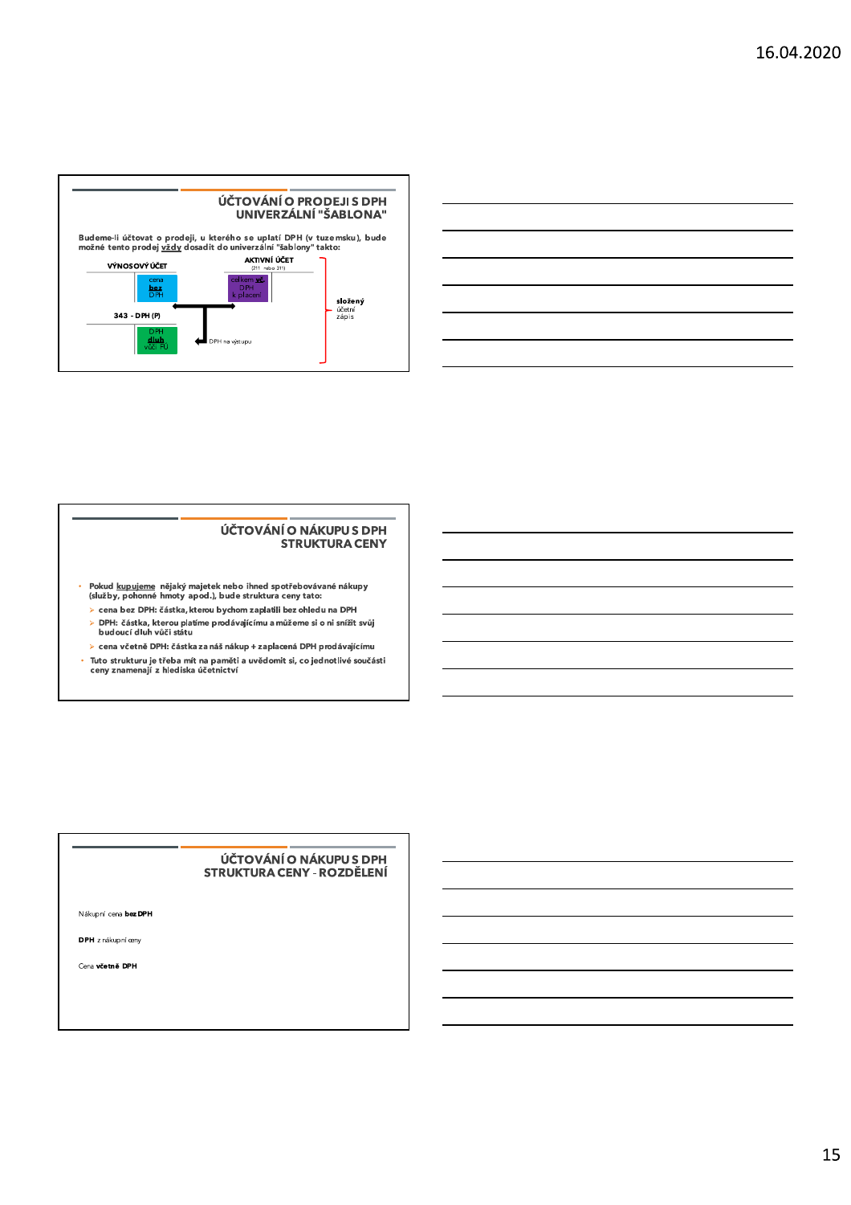## ÚČTOVÁNÍ O PRODEJI S DPH
## UNIVERZÁLNÍ "ŠABLONA"

Budeme-li účtovat o prodeji, u kterého se uplatí DPH (v tuzemsku), bude možné tento prodej **vždy** dosadit do univerzální "šablony" takto:

VÝNOSOVÝ ÚČET

cena **bez** DPH

AKTIVNÍ ÚČET

(211 nebo 311)

celkem **vč.** DPH k placení

343 - DPH (P)

DPH **dluh** vůči FÚ

DPH na výstupu

**složený** účetní zápis

## ÚČTOVÁNÍ O NÁKUPU S DPH
## STRUKTURA CENY

- Pokud **kupujeme** nějaký majetek nebo ihned spotřebovávané nákupy (služby, pohonné hmoty apod.), bude struktura ceny tato:
  - cena bez DPH: částka, kterou bychom zaplatili bez ohledu na DPH
  - DPH: částka, kterou platíme prodávajícímu a můžeme si o ni snížit svůj budoucí dluh vůči státu
  - cena včetně DPH: částka za náš nákup + zaplacená DPH prodávajícímu
- Tuto strukturu je třeba mít na paměti a uvědomit si, co jednotlivé součásti ceny znamenají z hlediska účetnictví

## ÚČTOVÁNÍ O NÁKUPU S DPH
## STRUKTURA CENY - ROZDĚLENÍ

Nákupní cena **bez DPH**

**DPH** z nákupní ceny

Cena **včetně DPH**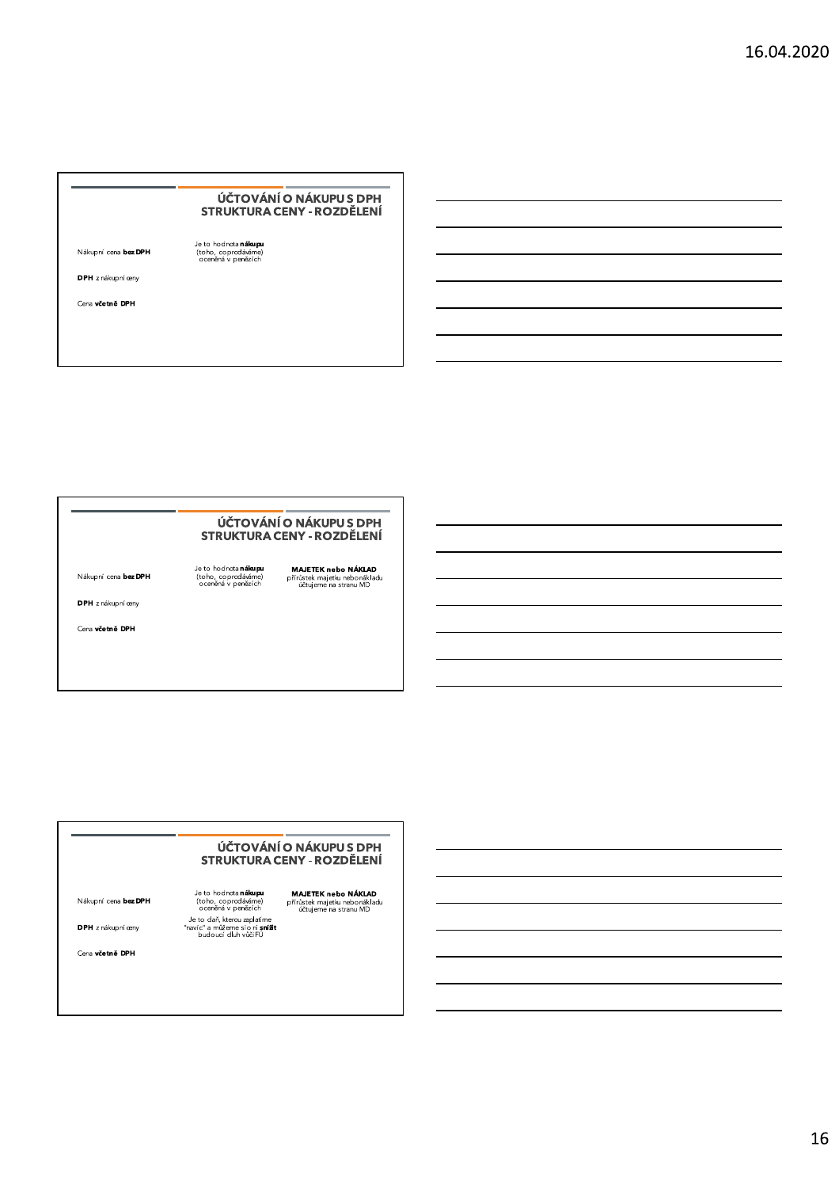## ÚČTOVÁNÍ O NÁKUPU S DPH
## STRUKTURA CENY - ROZDĚLENÍ

| | |
|---|---|
| Nákupní cena **bez DPH** | Je to hodnota **nákupu** (toho, co prodáváme) oceněná v penězích |
| **DPH** z nákupní ceny | |
| Cena **včetně DPH** | |

## ÚČTOVÁNÍ O NÁKUPU S DPH
## STRUKTURA CENY - ROZDĚLENÍ

| | | |
|---|---|---|
| Nákupní cena **bez DPH** | Je to hodnota **nákupu** (toho, co prodáváme) oceněná v penězích | **MAJETEK nebo NÁKLAD** přírůstek majetku nebo nákladu účtujeme na stranu MD |
| **DPH** z nákupní ceny | | |
| Cena **včetně DPH** | | |

## ÚČTOVÁNÍ O NÁKUPU S DPH
## STRUKTURA CENY - ROZDĚLENÍ

| | | |
|---|---|---|
| Nákupní cena **bez DPH** | Je to hodnota **nákupu** (toho, co prodáváme) oceněná v penězích | **MAJETEK nebo NÁKLAD** přírůstek majetku nebo nákladu účtujeme na stranu MD |
| **DPH** z nákupní ceny | Je to daň, kterou zaplatíme "navíc" a můžeme si o ni **snížit** budoucí dluh vůči FÚ | |
| Cena **včetně DPH** | | |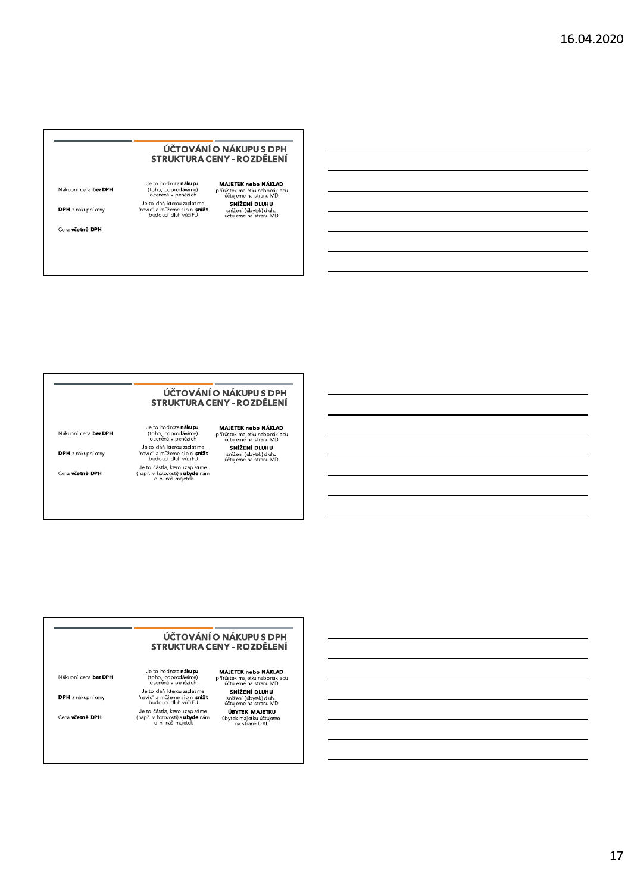## ÚČTOVÁNÍ O NÁKUPU S DPH
## STRUKTURA CENY - ROZDĚLENÍ

| | | |
|---|---|---|
| Nákupní cena **bez DPH** | Je to hodnota **nákupu** (toho, co prodáváme) oceněná v penězích | **MAJETEK nebo NÁKLAD** přírůstek majetku nebo nákladu účtujeme na stranu MD |
| **DPH** z nákupní ceny | Je to daň, kterou zaplatíme "navíc" a můžeme si o ni **snížit** budoucí dluh vůči FÚ | **SNÍŽENÍ DLUHU** snížení (úbytek) dluhu účtujeme na stranu MD |
| Cena **včetně DPH** | | |

## ÚČTOVÁNÍ O NÁKUPU S DPH
## STRUKTURA CENY - ROZDĚLENÍ

| | | |
|---|---|---|
| Nákupní cena **bez DPH** | Je to hodnota **nákupu** (toho, co prodáváme) oceněná v penězích | **MAJETEK nebo NÁKLAD** přírůstek majetku nebo nákladu účtujeme na stranu MD |
| **DPH** z nákupní ceny | Je to daň, kterou zaplatíme "navíc" a můžeme si o ni **snížit** budoucí dluh vůči FÚ | **SNÍŽENÍ DLUHU** snížení (úbytek) dluhu účtujeme na stranu MD |
| Cena **včetně DPH** | Je to částka, kterou zaplatíme (např. v hotovosti) a **ubyde** nám o ni náš majetek | |

## ÚČTOVÁNÍ O NÁKUPU S DPH
## STRUKTURA CENY - ROZDĚLENÍ

| | | |
|---|---|---|
| Nákupní cena **bez DPH** | Je to hodnota **nákupu** (toho, co prodáváme) oceněná v penězích | **MAJETEK nebo NÁKLAD** přírůstek majetku nebo nákladu účtujeme na stranu MD |
| **DPH** z nákupní ceny | Je to daň, kterou zaplatíme "navíc" a můžeme si o ni **snížit** budoucí dluh vůči FÚ | **SNÍŽENÍ DLUHU** snížení (úbytek) dluhu účtujeme na stranu MD |
| Cena **včetně DPH** | Je to částka, kterou zaplatíme (např. v hotovosti) a **ubyde** nám o ni náš majetek | **ÚBYTEK MAJETKU** úbytek majetku účtujeme na straně DAL |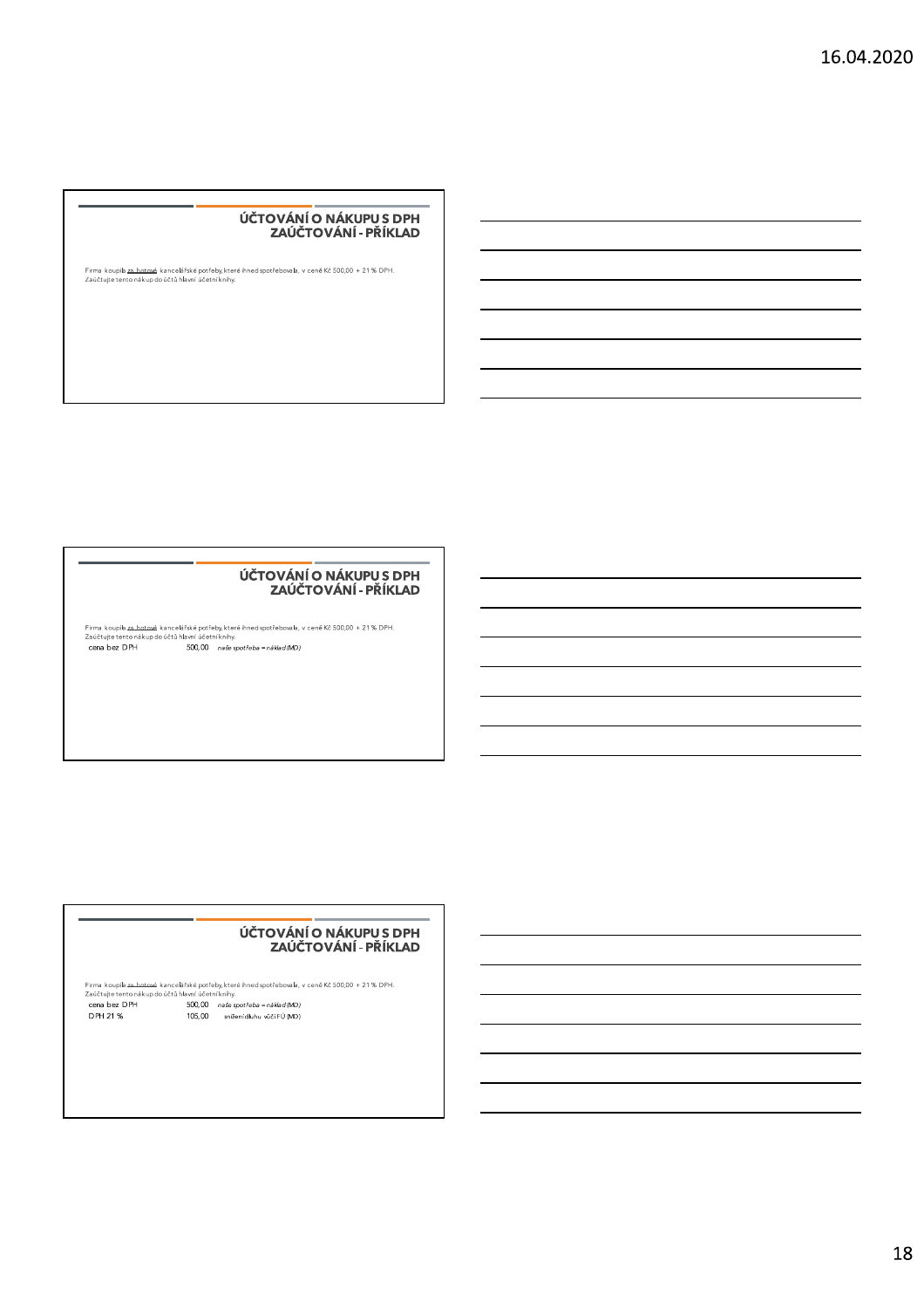## ÚČTOVÁNÍ O NÁKUPU S DPH
### ZAÚČTOVÁNÍ - PŘÍKLAD

Firma koupila za hotové kancelářské potřeby, které ihned spotřebovala, v ceně Kč 500,00 + 21 % DPH.
Zaúčtujte tento nákup do účtů hlavní účetní knihy.

## ÚČTOVÁNÍ O NÁKUPU S DPH
### ZAÚČTOVÁNÍ - PŘÍKLAD

Firma koupila za hotové kancelářské potřeby, které ihned spotřebovala, v ceně Kč 500,00 + 21 % DPH.
Zaúčtujte tento nákup do účtů hlavní účetní knihy.

| | | |
|---|---|---|
| cena bez DPH | 500,00 | *naše spotřeba = náklad (MD)* |

## ÚČTOVÁNÍ O NÁKUPU S DPH
### ZAÚČTOVÁNÍ - PŘÍKLAD

Firma koupila za hotové kancelářské potřeby, které ihned spotřebovala, v ceně Kč 500,00 + 21 % DPH.
Zaúčtujte tento nákup do účtů hlavní účetní knihy.

| | | |
|---|---|---|
| cena bez DPH | 500,00 | *naše spotřeba = náklad (MD)* |
| DPH 21 % | 105,00 | *snížení dluhu vůči FÚ (MD)* |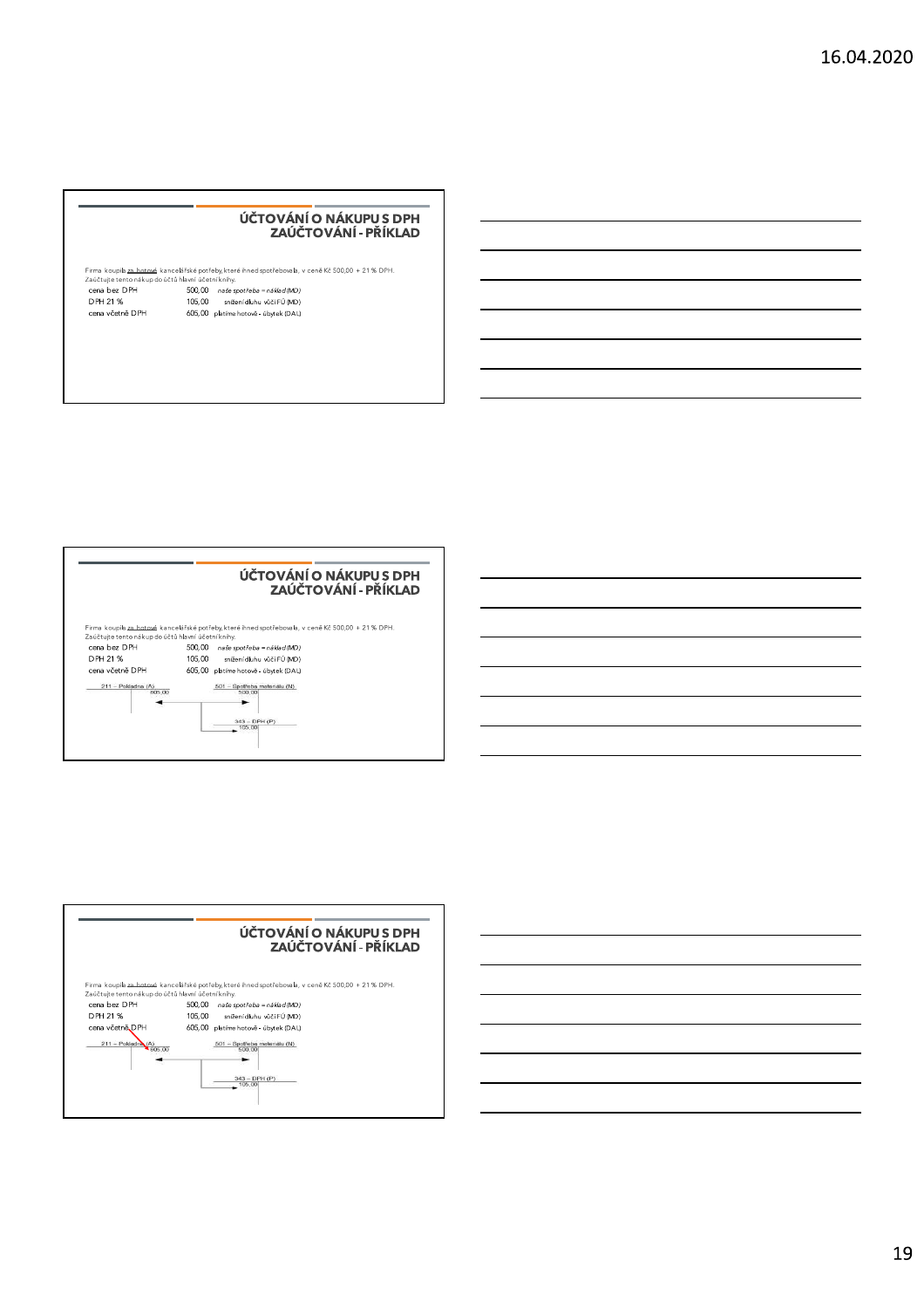## ÚČTOVÁNÍ O NÁKUPU S DPH
## ZAÚČTOVÁNÍ - PŘÍKLAD

Firma koupila za hotové kancelářské potřeby, které ihned spotřebovala, v ceně Kč 500,00 + 21 % DPH.
Zaúčtujte tento nákup do účtů hlavní účetní knihy.

| | | |
|---|---|---|
| cena bez DPH | 500,00 | *naše spotřeba = náklad (MD)* |
| DPH 21 % | 105,00 | snížení dluhu vůči FÚ (MD) |
| cena včetně DPH | 605,00 | platíme hotově - úbytek (DAL) |

## ÚČTOVÁNÍ O NÁKUPU S DPH
## ZAÚČTOVÁNÍ - PŘÍKLAD

Firma koupila za hotové kancelářské potřeby, které ihned spotřebovala, v ceně Kč 500,00 + 21 % DPH.
Zaúčtujte tento nákup do účtů hlavní účetní knihy.

| | | |
|---|---|---|
| cena bez DPH | 500,00 | *naše spotřeba = náklad (MD)* |
| DPH 21 % | 105,00 | snížení dluhu vůči FÚ (MD) |
| cena včetně DPH | 605,00 | platíme hotově - úbytek (DAL) |

211 – Pokladna (A): DAL 605,00

501 – Spotřeba materiálu (N): MD 500,00

343 – DPH (P): MD 105,00

## ÚČTOVÁNÍ O NÁKUPU S DPH
## ZAÚČTOVÁNÍ - PŘÍKLAD

Firma koupila za hotové kancelářské potřeby, které ihned spotřebovala, v ceně Kč 500,00 + 21 % DPH.
Zaúčtujte tento nákup do účtů hlavní účetní knihy.

| | | |
|---|---|---|
| cena bez DPH | 500,00 | *naše spotřeba = náklad (MD)* |
| DPH 21 % | 105,00 | snížení dluhu vůči FÚ (MD) |
| cena včetně DPH | 605,00 | platíme hotově - úbytek (DAL) |

211 – Pokladna (A): DAL 605,00

501 – Spotřeba materiálu (N): MD 500,00

343 – DPH (P): MD 105,00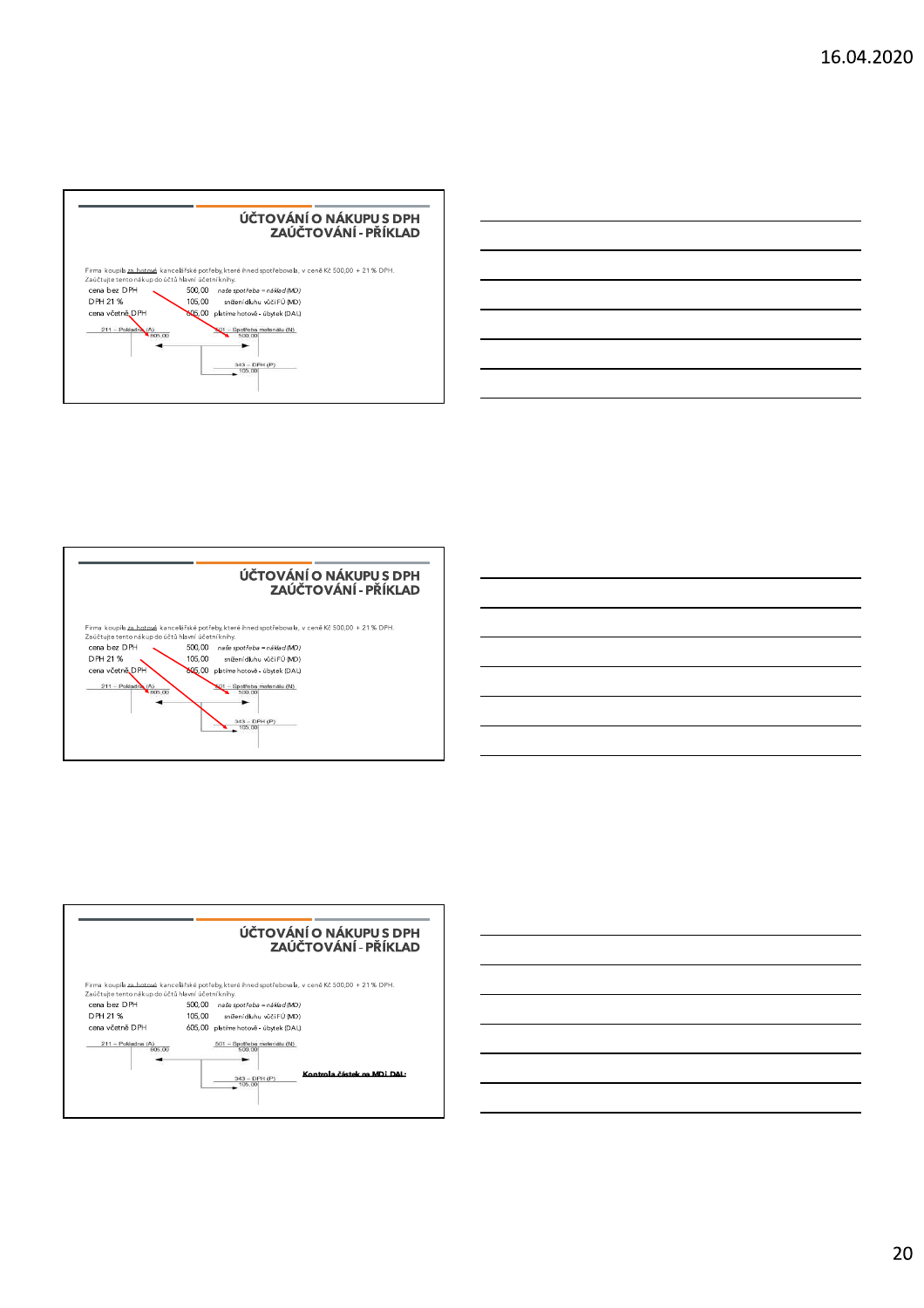## ÚČTOVÁNÍ O NÁKUPU S DPH
## ZAÚČTOVÁNÍ - PŘÍKLAD

Firma koupila za hotové kancelářské potřeby, které ihned spotřebovala, v ceně Kč 500,00 + 21 % DPH.
Zaúčtujte tento nákup do účtů hlavní účetní knihy.

| | | |
|---|---|---|
| cena bez DPH | 500,00 | *naše spotřeba = náklad (MD)* |
| DPH 21 % | 105,00 | snížení dluhu vůči FÚ (MD) |
| cena včetně DPH | 605,00 | platíme hotově - úbytek (DAL) |

211 – Pokladna (A): 605,00

501 – Spotřeba materiálu (N): 500,00

343 – DPH (P): 105,00

## ÚČTOVÁNÍ O NÁKUPU S DPH
## ZAÚČTOVÁNÍ - PŘÍKLAD

Firma koupila za hotové kancelářské potřeby, které ihned spotřebovala, v ceně Kč 500,00 + 21 % DPH.
Zaúčtujte tento nákup do účtů hlavní účetní knihy.

| | | |
|---|---|---|
| cena bez DPH | 500,00 | *naše spotřeba = náklad (MD)* |
| DPH 21 % | 105,00 | snížení dluhu vůči FÚ (MD) |
| cena včetně DPH | 605,00 | platíme hotově - úbytek (DAL) |

211 – Pokladna (A): 605,00

501 – Spotřeba materiálu (N): 500,00

343 – DPH (P): 105,00

## ÚČTOVÁNÍ O NÁKUPU S DPH
## ZAÚČTOVÁNÍ - PŘÍKLAD

Firma koupila za hotové kancelářské potřeby, které ihned spotřebovala, v ceně Kč 500,00 + 21 % DPH.
Zaúčtujte tento nákup do účtů hlavní účetní knihy.

| | | |
|---|---|---|
| cena bez DPH | 500,00 | *naše spotřeba = náklad (MD)* |
| DPH 21 % | 105,00 | snížení dluhu vůči FÚ (MD) |
| cena včetně DPH | 605,00 | platíme hotově - úbytek (DAL) |

211 – Pokladna (A): 605,00

501 – Spotřeba materiálu (N): 500,00

343 – DPH (P): 105,00

**Kontrola částek na MD i DAL:**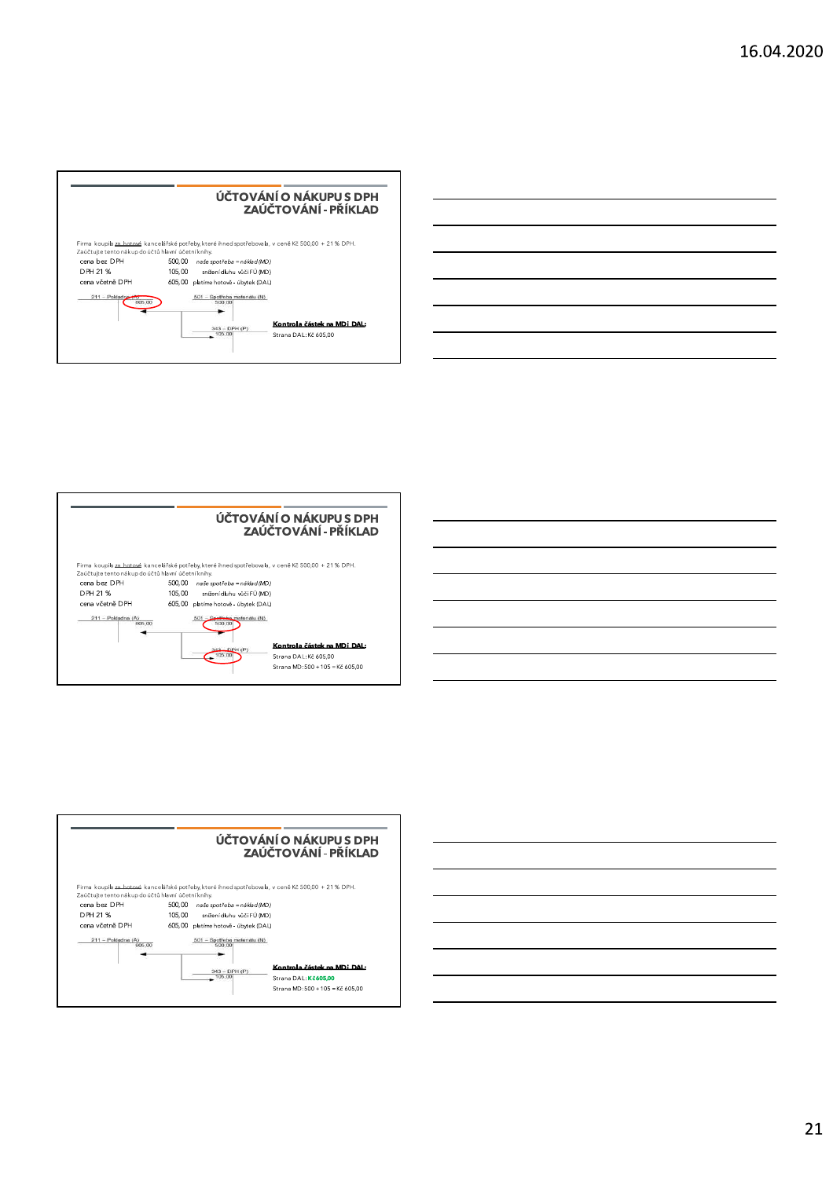## ÚČTOVÁNÍ O NÁKUPU S DPH
### ZAÚČTOVÁNÍ - PŘÍKLAD

Firma koupila za hotové kancelářské potřeby, které ihned spotřebovala, v ceně Kč 500,00 + 21 % DPH.
Zaúčtujte tento nákup do účtů hlavní účetní knihy.

| | | |
|---|---|---|
| cena bez DPH | 500,00 | *naše spotřeba = náklad (MD)* |
| DPH 21 % | 105,00 | snížení dluhu vůči FÚ (MD) |
| cena včetně DPH | 605,00 | platíme hotově - úbytek (DAL) |

211 – Pokladna (A): DAL 605,00

501 – Spotřeba materiálu (N): MD 500,00

343 – DPH (P): MD 105,00

**Kontrola částek na MD i DAL:**
Strana DAL: Kč 605,00

## ÚČTOVÁNÍ O NÁKUPU S DPH
### ZAÚČTOVÁNÍ - PŘÍKLAD

Firma koupila za hotové kancelářské potřeby, které ihned spotřebovala, v ceně Kč 500,00 + 21 % DPH.
Zaúčtujte tento nákup do účtů hlavní účetní knihy.

| | | |
|---|---|---|
| cena bez DPH | 500,00 | *naše spotřeba = náklad (MD)* |
| DPH 21 % | 105,00 | snížení dluhu vůči FÚ (MD) |
| cena včetně DPH | 605,00 | platíme hotově - úbytek (DAL) |

211 – Pokladna (A): DAL 605,00

501 – Spotřeba materiálu (N): MD 500,00

343 – DPH (P): MD 105,00

**Kontrola částek na MD i DAL:**
Strana DAL: Kč 605,00
Strana MD: 500 + 105 = Kč 605,00

## ÚČTOVÁNÍ O NÁKUPU S DPH
### ZAÚČTOVÁNÍ - PŘÍKLAD

Firma koupila za hotové kancelářské potřeby, které ihned spotřebovala, v ceně Kč 500,00 + 21 % DPH.
Zaúčtujte tento nákup do účtů hlavní účetní knihy.

| | | |
|---|---|---|
| cena bez DPH | 500,00 | *naše spotřeba = náklad (MD)* |
| DPH 21 % | 105,00 | snížení dluhu vůči FÚ (MD) |
| cena včetně DPH | 605,00 | platíme hotově - úbytek (DAL) |

211 – Pokladna (A): DAL 605,00

501 – Spotřeba materiálu (N): MD 500,00

343 – DPH (P): MD 105,00

**Kontrola částek na MD i DAL:**
Strana DAL: **Kč 605,00**
Strana MD: 500 + 105 = Kč 605,00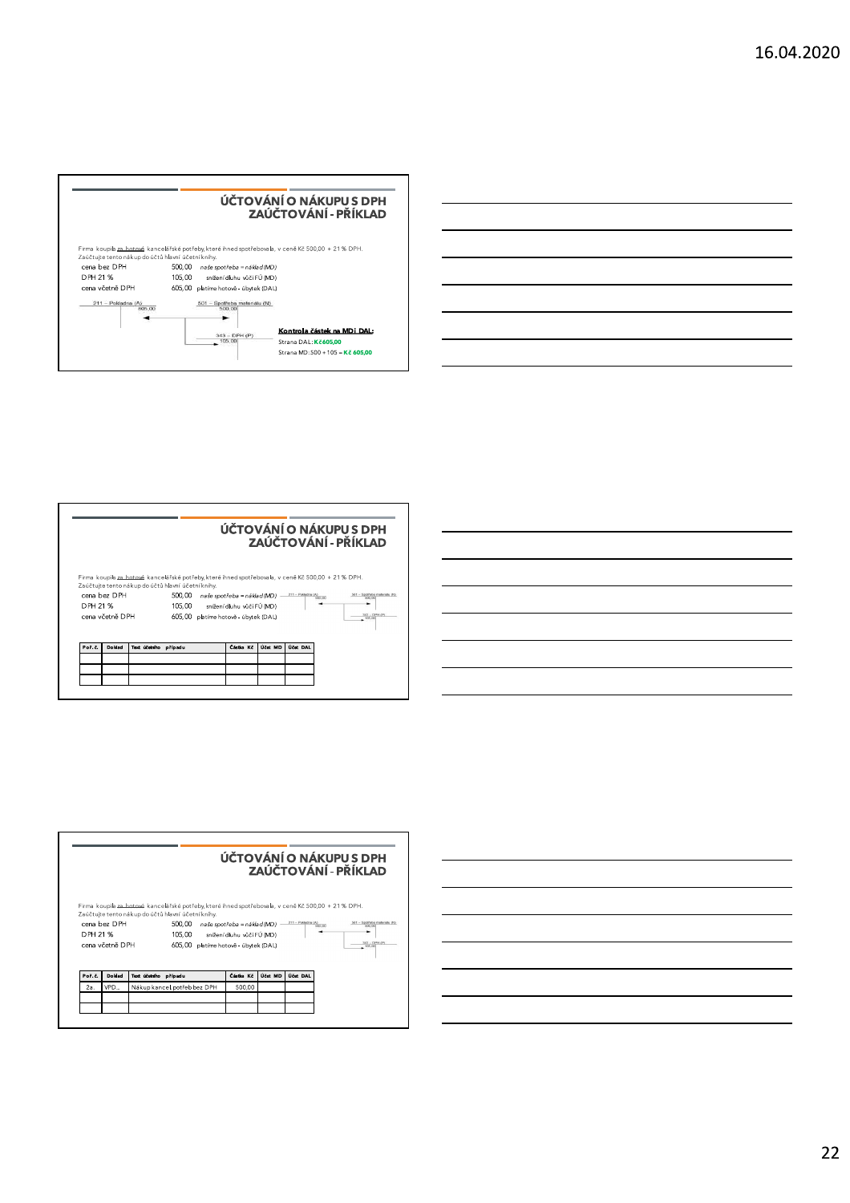## ÚČTOVÁNÍ O NÁKUPU S DPH
## ZAÚČTOVÁNÍ - PŘÍKLAD

Firma koupila za hotové kancelářské potřeby, které ihned spotřebovala, v ceně Kč 500,00 + 21 % DPH.
Zaúčtujte tento nákup do účtů hlavní účetní knihy.

| | | |
|---|---|---|
| cena bez DPH | 500,00 | *naše spotřeba = náklad (MD)* |
| DPH 21 % | 105,00 | snížení dluhu vůči FÚ (MD) |
| cena včetně DPH | 605,00 | platíme hotově - úbytek (DAL) |

211 – Pokladna (A): 605,00

501 – Spotřeba materiálu (N): 500,00

343 – DPH (P): 105,00

**Kontrola částek na MD i DAL:**

Strana DAL: **Kč 605,00**

Strana MD: 500 + 105 = **Kč 605,00**

## ÚČTOVÁNÍ O NÁKUPU S DPH
## ZAÚČTOVÁNÍ - PŘÍKLAD

Firma koupila za hotové kancelářské potřeby, které ihned spotřebovala, v ceně Kč 500,00 + 21 % DPH.
Zaúčtujte tento nákup do účtů hlavní účetní knihy.

| | | |
|---|---|---|
| cena bez DPH | 500,00 | *naše spotřeba = náklad (MD)* |
| DPH 21 % | 105,00 | snížení dluhu vůči FÚ (MD) |
| cena včetně DPH | 605,00 | platíme hotově - úbytek (DAL) |

| Poř. č. | Doklad | Text účetního případu | Částka Kč | Účet MD | Účet DAL |
|---|---|---|---|---|---|
| | | | | | |
| | | | | | |
| | | | | | |

## ÚČTOVÁNÍ O NÁKUPU S DPH
## ZAÚČTOVÁNÍ - PŘÍKLAD

Firma koupila za hotové kancelářské potřeby, které ihned spotřebovala, v ceně Kč 500,00 + 21 % DPH.
Zaúčtujte tento nákup do účtů hlavní účetní knihy.

| | | |
|---|---|---|
| cena bez DPH | 500,00 | *naše spotřeba = náklad (MD)* |
| DPH 21 % | 105,00 | snížení dluhu vůči FÚ (MD) |
| cena včetně DPH | 605,00 | platíme hotově - úbytek (DAL) |

| Poř. č. | Doklad | Text účetního případu | Částka Kč | Účet MD | Účet DAL |
|---|---|---|---|---|---|
| 2a. | VPD... | Nákup kancel. potřeb bez DPH | 500,00 | | |
| | | | | | |
| | | | | | |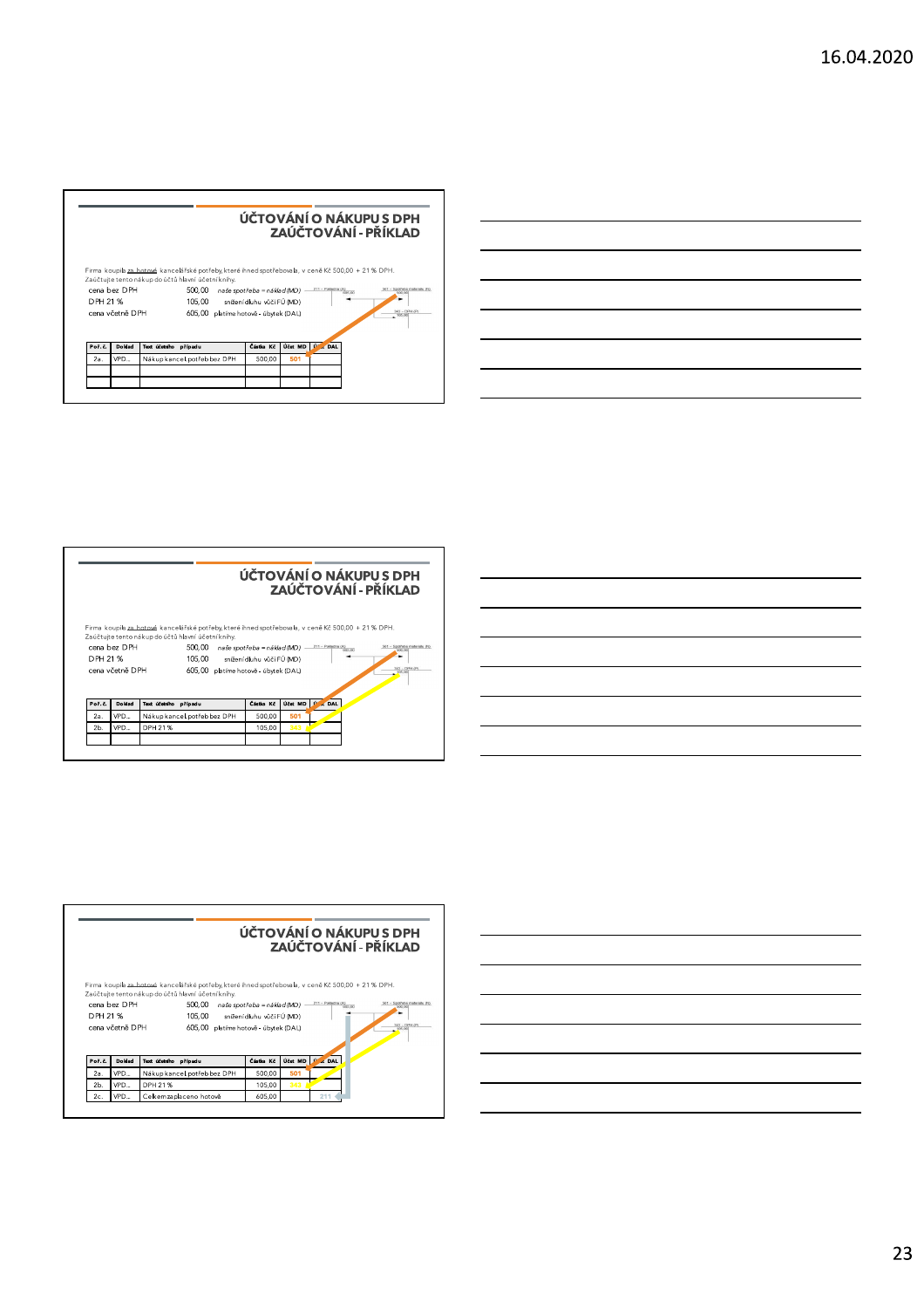## ÚČTOVÁNÍ O NÁKUPU S DPH
## ZAÚČTOVÁNÍ - PŘÍKLAD

Firma koupila za hotové kancelářské potřeby, které ihned spotřebovala, v ceně Kč 500,00 + 21 % DPH.
Zaúčtujte tento nákup do účtů hlavní účetní knihy.

| | | |
|---|---|---|
| cena bez DPH | 500,00 | *naše spotřeba = náklad (MD)* |
| DPH 21 % | 105,00 | snížení dluhu vůči FÚ (MD) |
| cena včetně DPH | 605,00 | platíme hotově - úbytek (DAL) |

| Poř. č. | Doklad | Text účetního případu | Částka Kč | Účet MD | Účet DAL |
|---|---|---|---|---|---|
| 2a. | VPD... | Nákup kancel. potřeb bez DPH | 500,00 | 501 | |
| | | | | | |
| | | | | | |

## ÚČTOVÁNÍ O NÁKUPU S DPH
## ZAÚČTOVÁNÍ - PŘÍKLAD

Firma koupila za hotové kancelářské potřeby, které ihned spotřebovala, v ceně Kč 500,00 + 21 % DPH.
Zaúčtujte tento nákup do účtů hlavní účetní knihy.

| | | |
|---|---|---|
| cena bez DPH | 500,00 | *naše spotřeba = náklad (MD)* |
| DPH 21 % | 105,00 | snížení dluhu vůči FÚ (MD) |
| cena včetně DPH | 605,00 | platíme hotově - úbytek (DAL) |

| Poř. č. | Doklad | Text účetního případu | Částka Kč | Účet MD | Účet DAL |
|---|---|---|---|---|---|
| 2a. | VPD... | Nákup kancel. potřeb bez DPH | 500,00 | 501 | |
| 2b. | VPD... | DPH 21 % | 105,00 | 343 | |
| | | | | | |

## ÚČTOVÁNÍ O NÁKUPU S DPH
## ZAÚČTOVÁNÍ - PŘÍKLAD

Firma koupila za hotové kancelářské potřeby, které ihned spotřebovala, v ceně Kč 500,00 + 21 % DPH.
Zaúčtujte tento nákup do účtů hlavní účetní knihy.

| | | |
|---|---|---|
| cena bez DPH | 500,00 | *naše spotřeba = náklad (MD)* |
| DPH 21 % | 105,00 | snížení dluhu vůči FÚ (MD) |
| cena včetně DPH | 605,00 | platíme hotově - úbytek (DAL) |

| Poř. č. | Doklad | Text účetního případu | Částka Kč | Účet MD | Účet DAL |
|---|---|---|---|---|---|
| 2a. | VPD... | Nákup kancel. potřeb bez DPH | 500,00 | 501 | |
| 2b. | VPD... | DPH 21 % | 105,00 | 343 | |
| 2c. | VPD... | Celkem zaplaceno hotově | 605,00 | | 211 |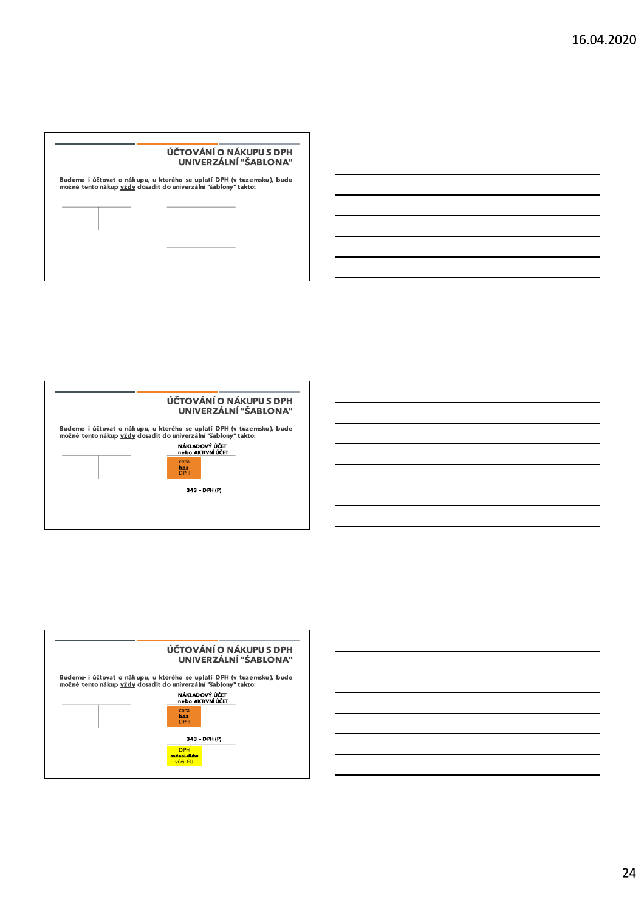## ÚČTOVÁNÍ O NÁKUPU S DPH UNIVERZÁLNÍ "ŠABLONA"

Budeme-li účtovat o nákupu, u kterého se uplatí DPH (v tuzemsku), bude možné tento nákup **vždy** dosadit do univerzální "šablony" takto:

---

## ÚČTOVÁNÍ O NÁKUPU S DPH UNIVERZÁLNÍ "ŠABLONA"

Budeme-li účtovat o nákupu, u kterého se uplatí DPH (v tuzemsku), bude možné tento nákup **vždy** dosadit do univerzální "šablony" takto:

NÁKLADOVÝ ÚČET nebo AKTIVNÍ ÚČET

cena **bez** DPH

343 - DPH (P)

---

## ÚČTOVÁNÍ O NÁKUPU S DPH UNIVERZÁLNÍ "ŠABLONA"

Budeme-li účtovat o nákupu, u kterého se uplatí DPH (v tuzemsku), bude možné tento nákup **vždy** dosadit do univerzální "šablony" takto:

NÁKLADOVÝ ÚČET nebo AKTIVNÍ ÚČET

cena **bez** DPH

343 - DPH (P)

DPH **snížení dluhu** vůči FÚ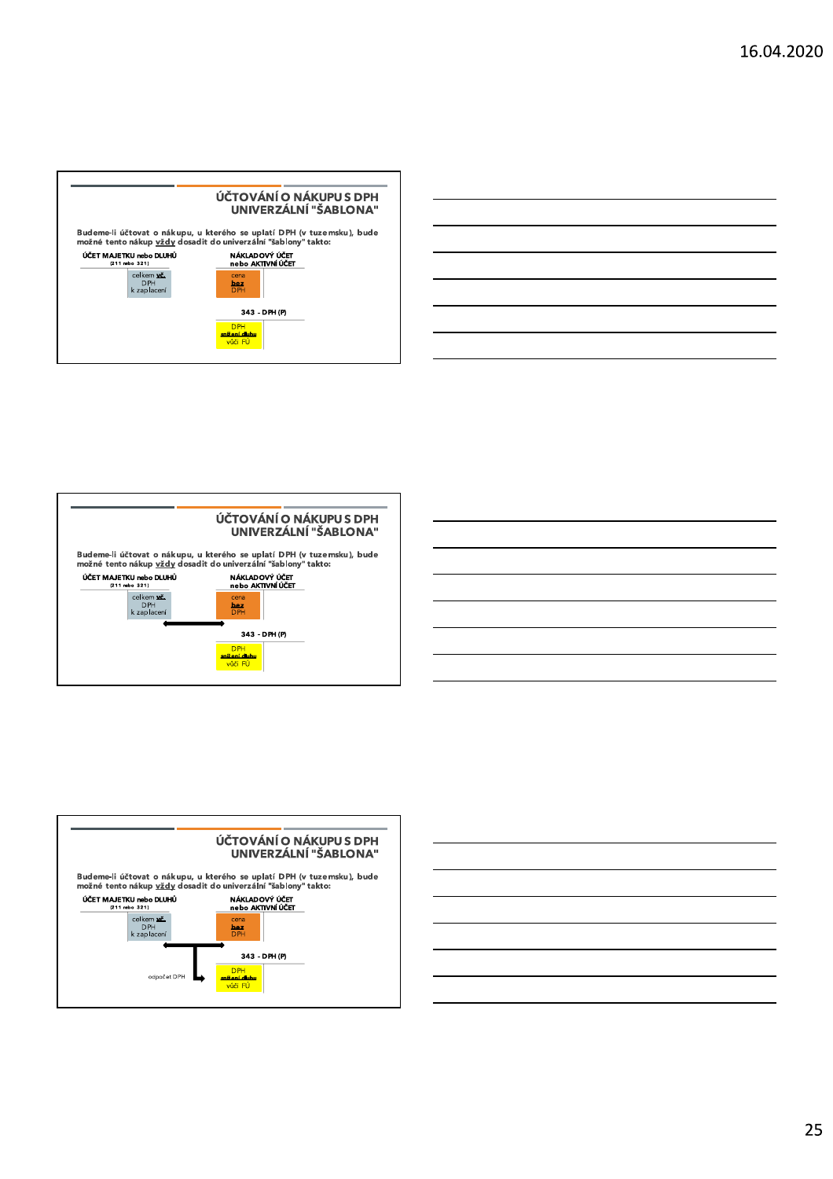## ÚČTOVÁNÍ O NÁKUPU S DPH UNIVERZÁLNÍ "ŠABLONA"

Budeme-li účtovat o nákupu, u kterého se uplatí DPH (v tuzemsku), bude možné tento nákup **vždy** dosadit do univerzální "šablony" takto:

ÚČET MAJETKU nebo DLUHŮ (211 nebo 321)

celkem **vč.** DPH k zaplacení

NÁKLADOVÝ ÚČET nebo AKTIVNÍ ÚČET

cena **bez** DPH

343 - DPH (P)

DPH **snížení dluhu** vůči FÚ

## ÚČTOVÁNÍ O NÁKUPU S DPH UNIVERZÁLNÍ "ŠABLONA"

Budeme-li účtovat o nákupu, u kterého se uplatí DPH (v tuzemsku), bude možné tento nákup **vždy** dosadit do univerzální "šablony" takto:

ÚČET MAJETKU nebo DLUHŮ (211 nebo 321)

celkem **vč.** DPH k zaplacení

NÁKLADOVÝ ÚČET nebo AKTIVNÍ ÚČET

cena **bez** DPH

343 - DPH (P)

DPH **snížení dluhu** vůči FÚ

## ÚČTOVÁNÍ O NÁKUPU S DPH UNIVERZÁLNÍ "ŠABLONA"

Budeme-li účtovat o nákupu, u kterého se uplatí DPH (v tuzemsku), bude možné tento nákup **vždy** dosadit do univerzální "šablony" takto:

ÚČET MAJETKU nebo DLUHŮ (211 nebo 321)

celkem **vč.** DPH k zaplacení

NÁKLADOVÝ ÚČET nebo AKTIVNÍ ÚČET

cena **bez** DPH

343 - DPH (P)

odpočet DPH

DPH **snížení dluhu** vůči FÚ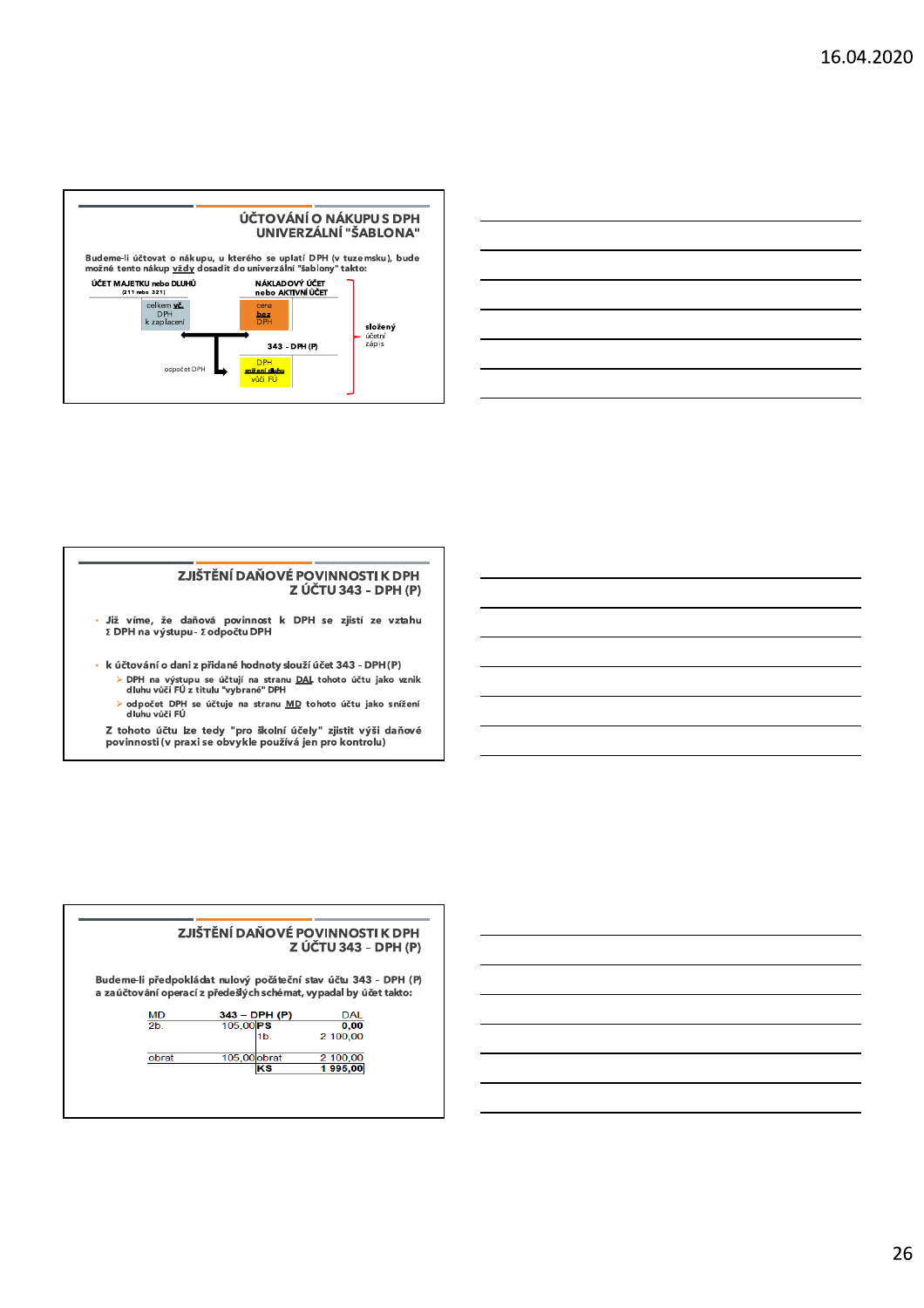## ÚČTOVÁNÍ O NÁKUPU S DPH UNIVERZÁLNÍ "ŠABLONA"

Budeme-li účtovat o nákupu, u kterého se uplatí DPH (v tuzemsku), bude možné tento nákup vždy dosadit do univerzální "šablony" takto:

| ÚČET MAJETKU nebo DLUHŮ (211 nebo 321) | | NÁKLADOVÝ ÚČET nebo AKTIVNÍ ÚČET | |
|---|---|---|---|
| | celkem vč. DPH k zaplacení | cena bez DPH | |

| 343 - DPH (P) | |
|---|---|
| DPH snížení dluhu vůči FÚ | |

odpočet DPH

složený účetní zápis

## ZJIŠTĚNÍ DAŇOVÉ POVINNOSTI K DPH Z ÚČTU 343 - DPH (P)

- Již víme, že daňová povinnost k DPH se zjistí ze vztahu Σ DPH na výstupu - Σ odpočtu DPH
- k účtování o dani z přidané hodnoty slouží účet 343 - DPH (P)
  - DPH na výstupu se účtují na stranu DAL tohoto účtu jako vznik dluhu vůči FÚ z titulu "vybrané" DPH
  - odpočet DPH se účtuje na stranu MD tohoto účtu jako snížení dluhu vůči FÚ

Z tohoto účtu lze tedy "pro školní účely" zjistit výši daňové povinnosti (v praxi se obvykle používá jen pro kontrolu)

## ZJIŠTĚNÍ DAŇOVÉ POVINNOSTI K DPH Z ÚČTU 343 - DPH (P)

Budeme-li předpokládat nulový počáteční stav účtu 343 - DPH (P) a zaúčtování operací z předešlých schémat, vypadal by účet takto:

| MD | 343 – DPH (P) | | DAL |
|---|---|---|---|
| 2b. | 105,00 | **PS** | **0,00** |
| | | 1b. | 2 100,00 |
| obrat | 105,00 | obrat | 2 100,00 |
| | | **KS** | **1 995,00** |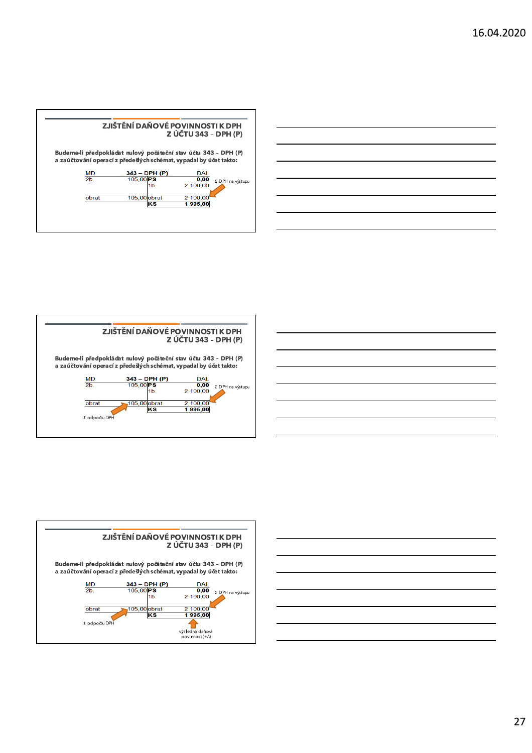## ZJIŠTĚNÍ DAŇOVÉ POVINNOSTI K DPH Z ÚČTU 343 - DPH (P)

**Budeme-li předpokládat nulový počáteční stav účtu 343 - DPH (P) a zaúčtování operací z předešlých schémat, vypadal by účet takto:**

| MD | 343 – DPH (P) | | DAL |
|---|---|---|---|
| 2b. | 105,00 | **PS** | **0,00** |
| | | 1b. | 2 100,00 |
| obrat | 105,00 | obrat | 2 100,00 |
| | | **KS** | **1 995,00** |

Σ DPH na výstupu

## ZJIŠTĚNÍ DAŇOVÉ POVINNOSTI K DPH Z ÚČTU 343 - DPH (P)

**Budeme-li předpokládat nulový počáteční stav účtu 343 - DPH (P) a zaúčtování operací z předešlých schémat, vypadal by účet takto:**

| MD | 343 – DPH (P) | | DAL |
|---|---|---|---|
| 2b. | 105,00 | **PS** | **0,00** |
| | | 1b. | 2 100,00 |
| obrat | 105,00 | obrat | 2 100,00 |
| | | **KS** | **1 995,00** |

Σ DPH na výstupu

Σ odpočtu DPH

## ZJIŠTĚNÍ DAŇOVÉ POVINNOSTI K DPH Z ÚČTU 343 - DPH (P)

**Budeme-li předpokládat nulový počáteční stav účtu 343 - DPH (P) a zaúčtování operací z předešlých schémat, vypadal by účet takto:**

| MD | 343 – DPH (P) | | DAL |
|---|---|---|---|
| 2b. | 105,00 | **PS** | **0,00** |
| | | 1b. | 2 100,00 |
| obrat | 105,00 | obrat | 2 100,00 |
| | | **KS** | **1 995,00** |

Σ DPH na výstupu

Σ odpočtu DPH

výsledná daňová povinnost (+/-)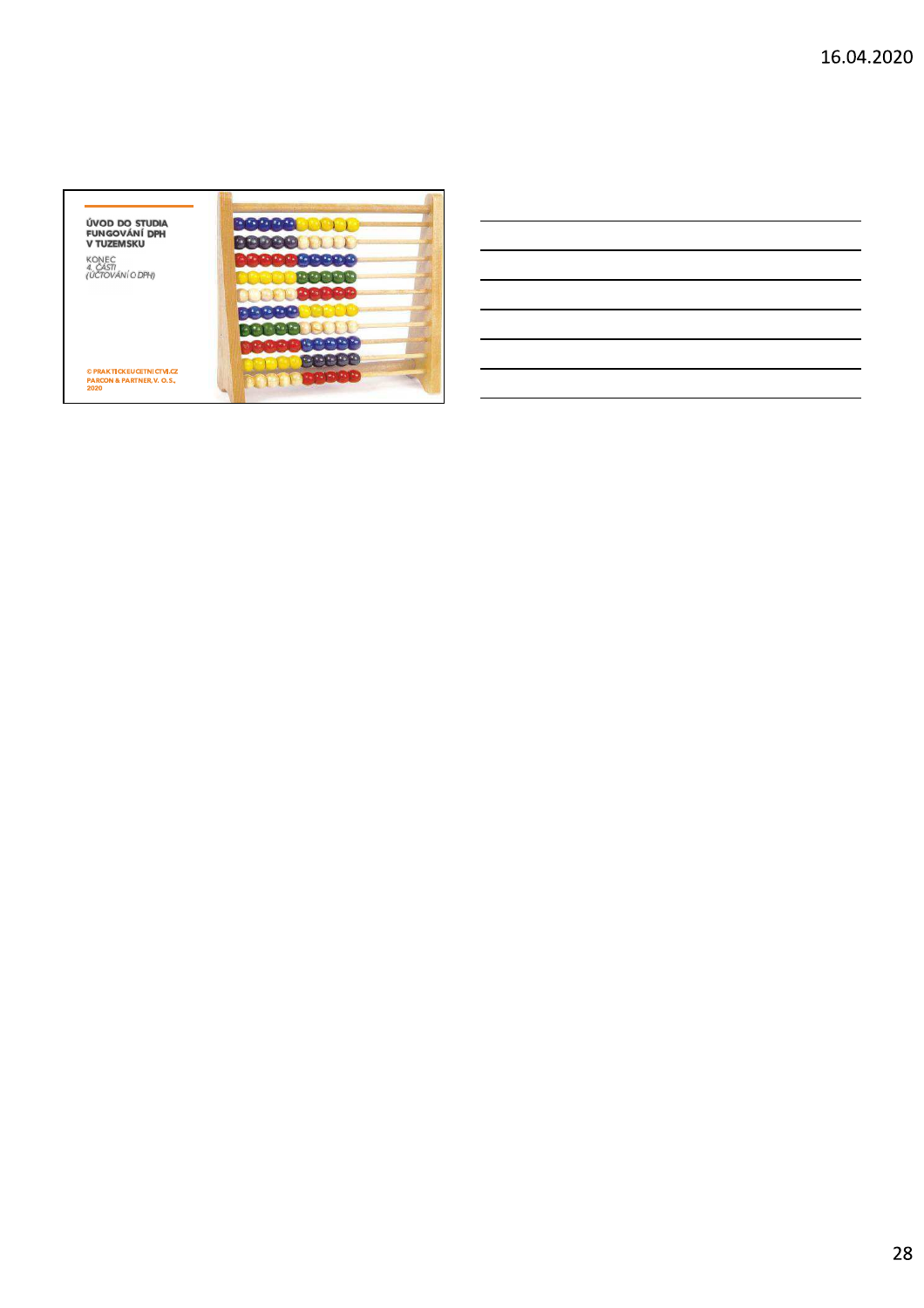**ÚVOD DO STUDIA FUNGOVÁNÍ DPH V TUZEMSKU**

KONEC
4. ČÁSTI
*(ÚČTOVÁNÍ O DPH)*

© PRAKTICKEUCETNICTVI.CZ
PARCON & PARTNER, V. O. S.,
2020